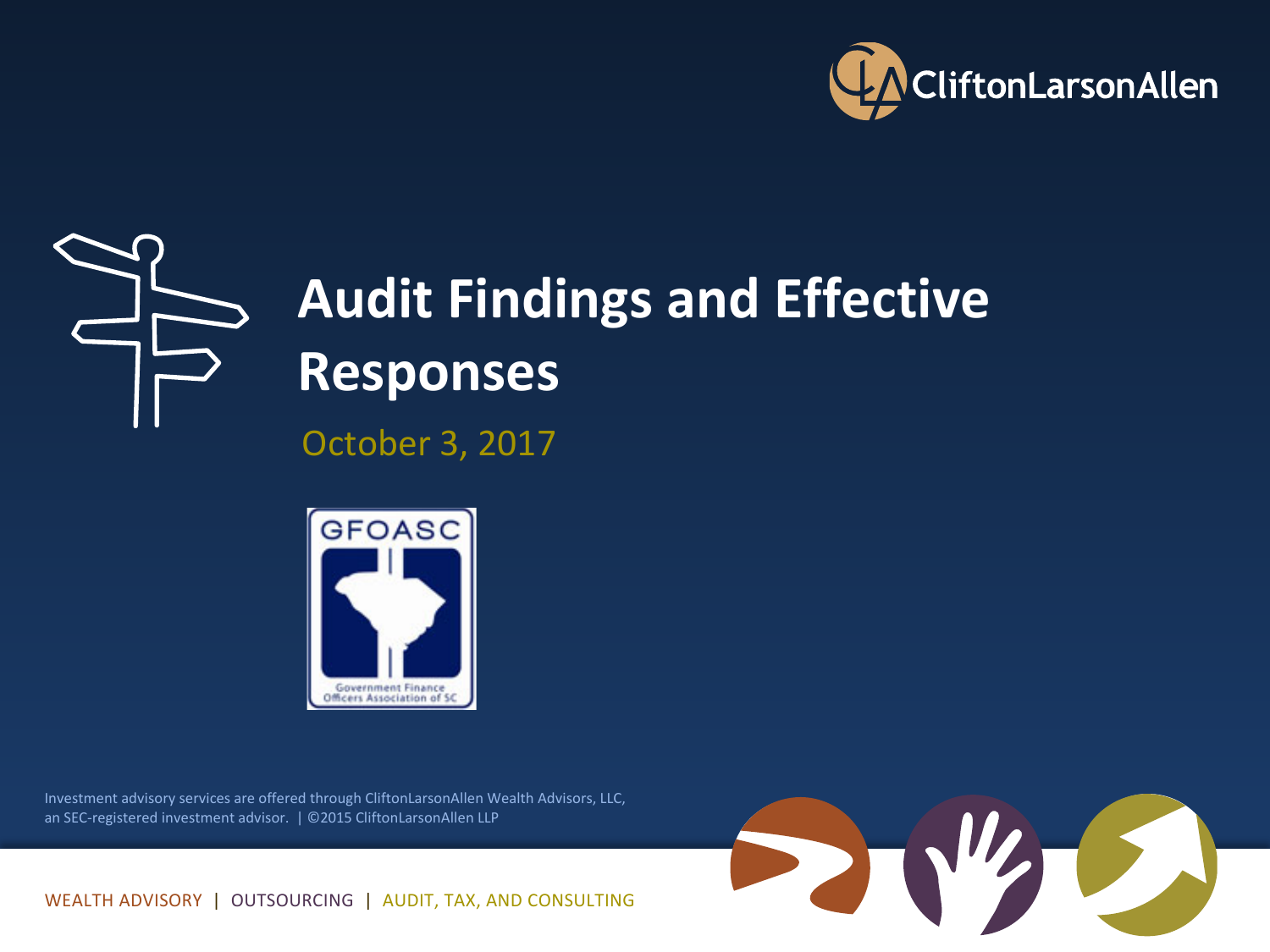CliftonLarsonAllen

# Audit Findings and Effective Responses

October 3, 2017

GFOASC

Government Finance Officers Association of SC

Investment advisory services are offered through CliftonLarsonAllen Wealth Advisors, LLC, an SEC-registered investment advisor. | ©2015 CliftonLarsonAllen LLP

WEALTH ADVISORY | OUTSOURCING | AUDIT, TAX, AND CONSULTING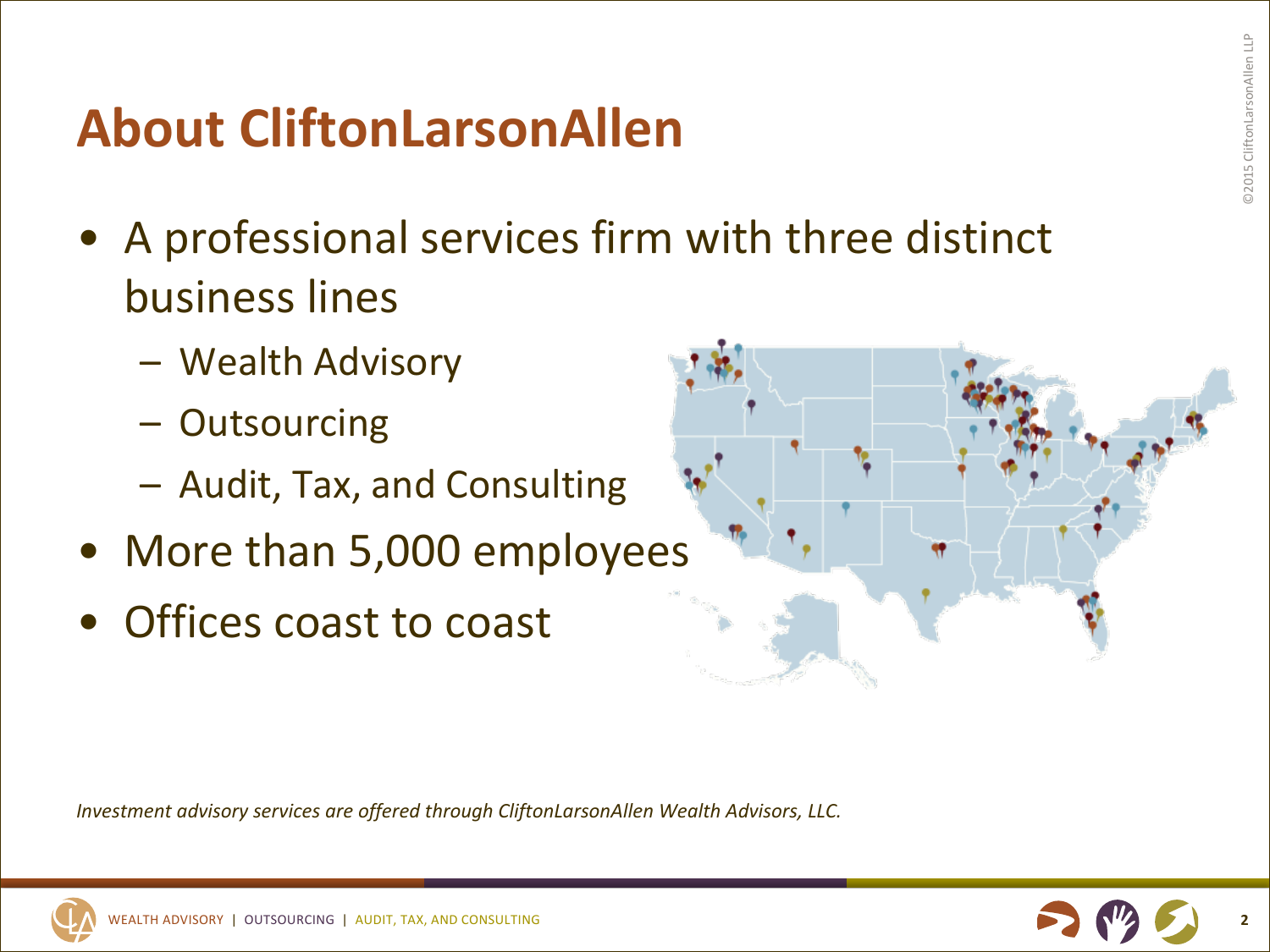# About CliftonLarsonAllen

- A professional services firm with three distinct business lines
  - Wealth Advisory
  - Outsourcing
  - Audit, Tax, and Consulting
- More than 5,000 employees
- Offices coast to coast

*Investment advisory services are offered through CliftonLarsonAllen Wealth Advisors, LLC.*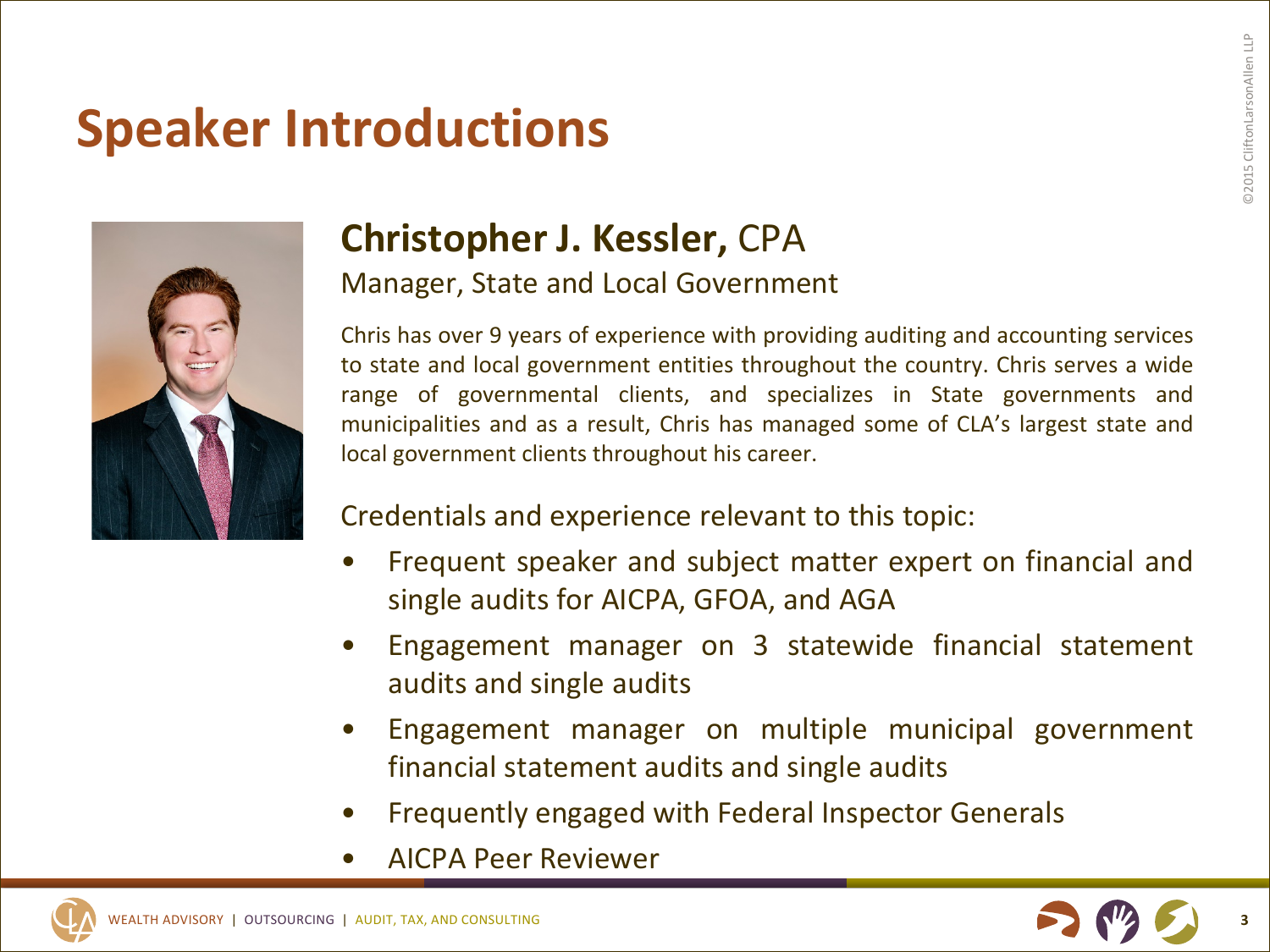# Speaker Introductions

## **Christopher J. Kessler,** CPA

Manager, State and Local Government

Chris has over 9 years of experience with providing auditing and accounting services to state and local government entities throughout the country. Chris serves a wide range of governmental clients, and specializes in State governments and municipalities and as a result, Chris has managed some of CLA's largest state and local government clients throughout his career.

Credentials and experience relevant to this topic:

- Frequent speaker and subject matter expert on financial and single audits for AICPA, GFOA, and AGA
- Engagement manager on 3 statewide financial statement audits and single audits
- Engagement manager on multiple municipal government financial statement audits and single audits
- Frequently engaged with Federal Inspector Generals
- AICPA Peer Reviewer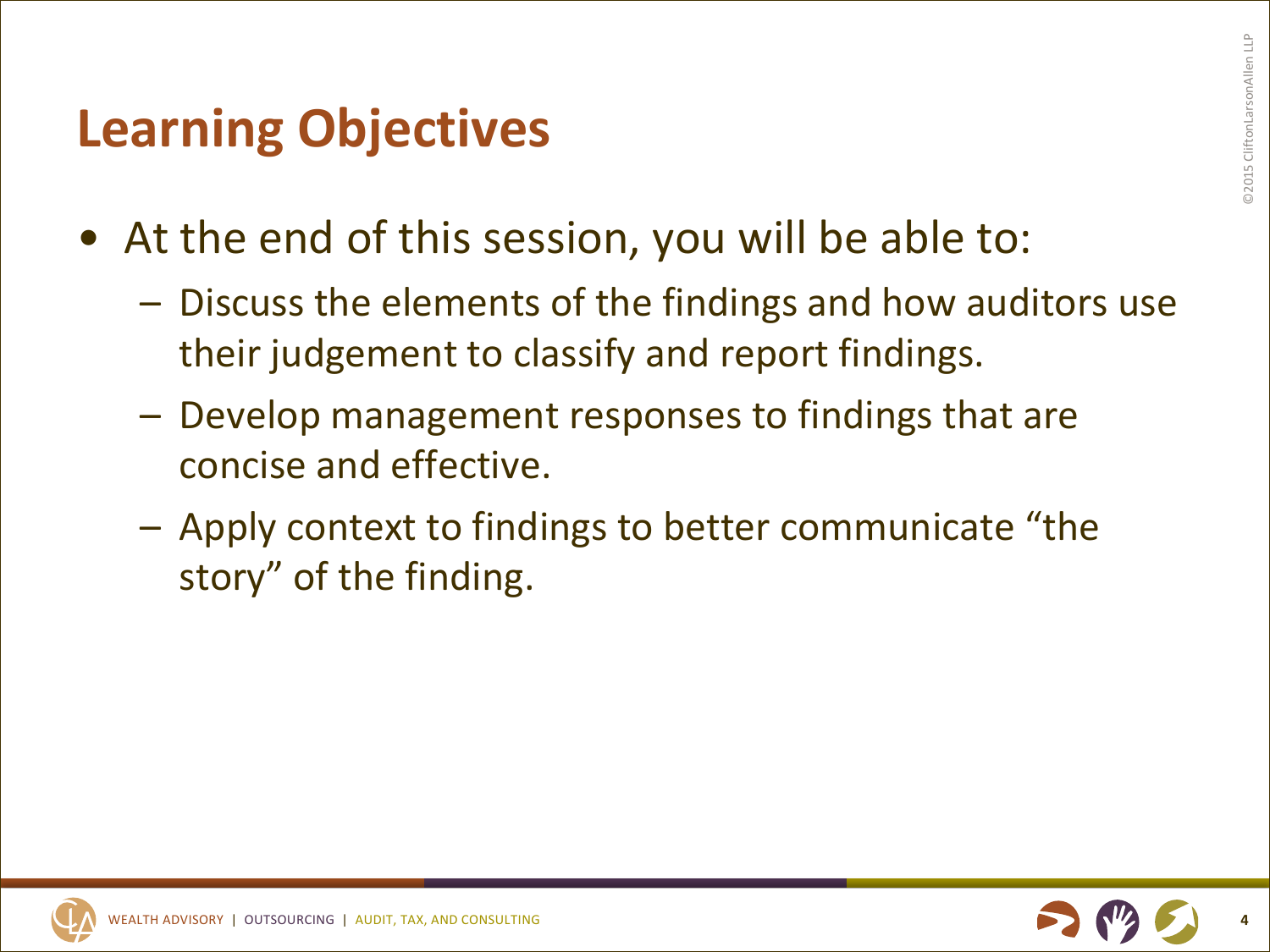# Learning Objectives

- At the end of this session, you will be able to:
  - Discuss the elements of the findings and how auditors use their judgement to classify and report findings.
  - Develop management responses to findings that are concise and effective.
  - Apply context to findings to better communicate "the story" of the finding.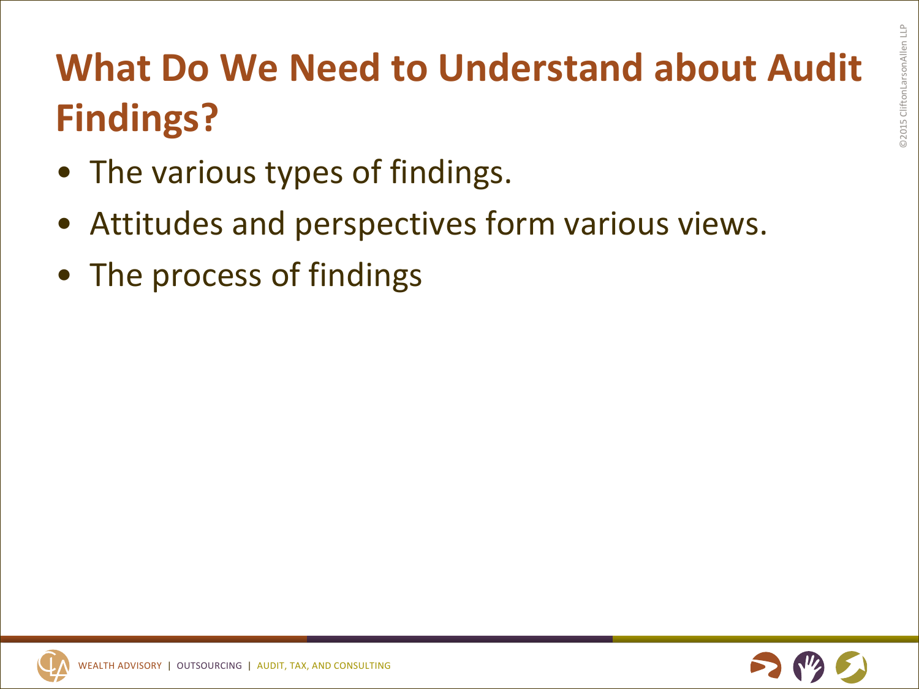# What Do We Need to Understand about Audit Findings?

- The various types of findings.
- Attitudes and perspectives form various views.
- The process of findings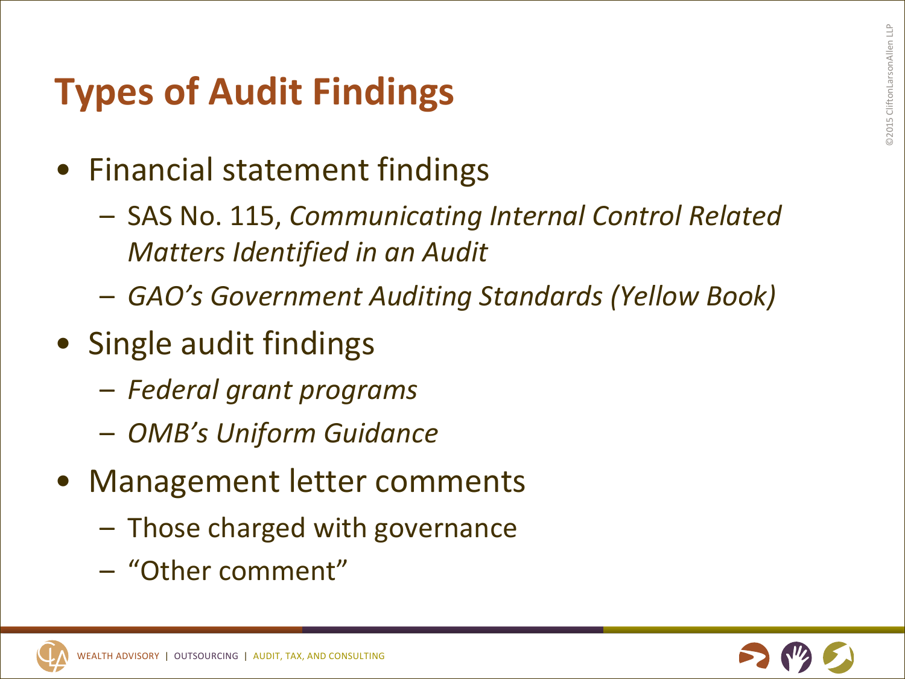# Types of Audit Findings

- Financial statement findings
  - SAS No. 115, *Communicating Internal Control Related Matters Identified in an Audit*
  - *GAO's Government Auditing Standards (Yellow Book)*
- Single audit findings
  - *Federal grant programs*
  - *OMB's Uniform Guidance*
- Management letter comments
  - Those charged with governance
  - "Other comment"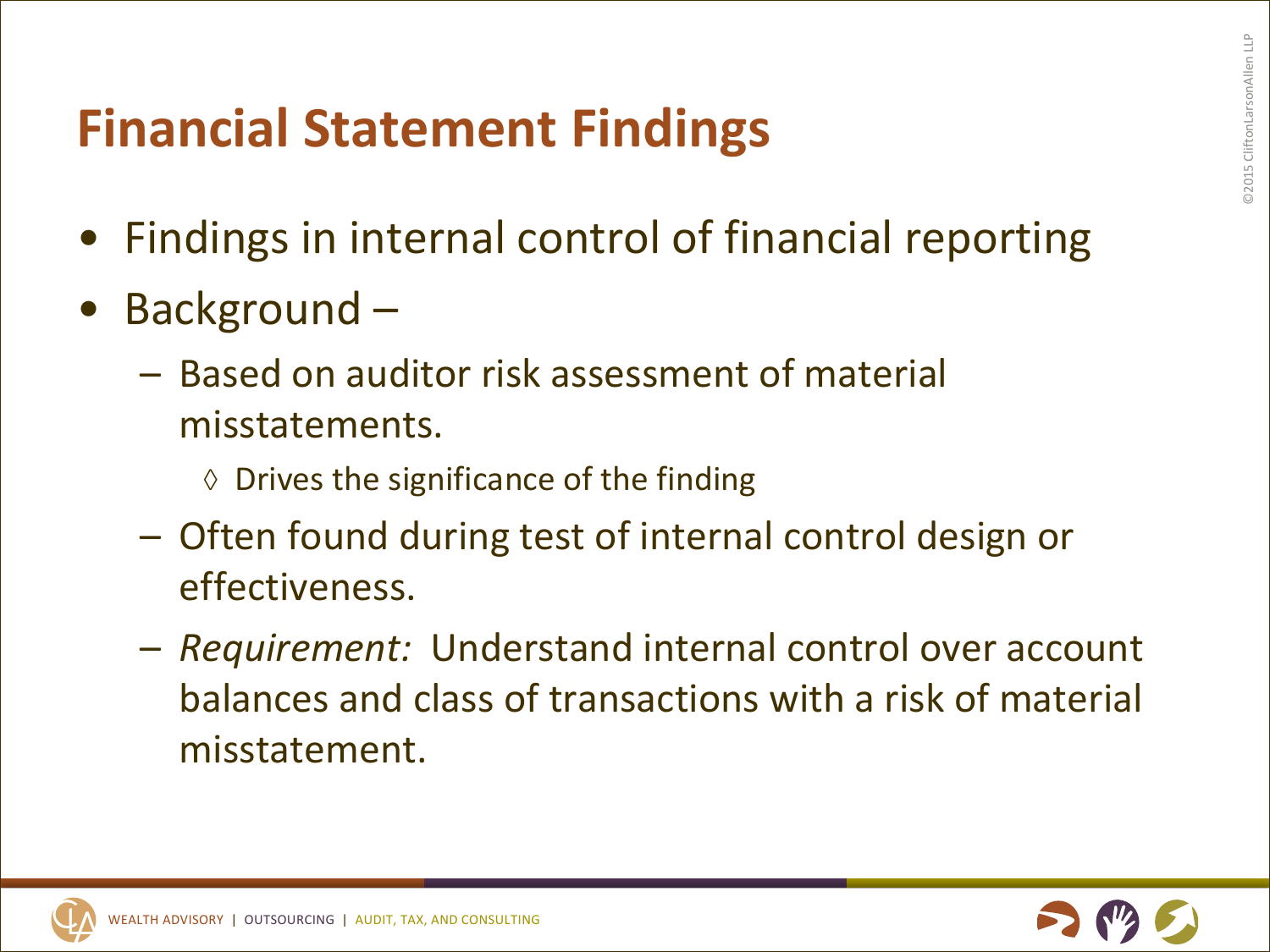# Financial Statement Findings

- Findings in internal control of financial reporting
- Background –
  - Based on auditor risk assessment of material misstatements.
    - ◊ Drives the significance of the finding
  - Often found during test of internal control design or effectiveness.
  - *Requirement:* Understand internal control over account balances and class of transactions with a risk of material misstatement.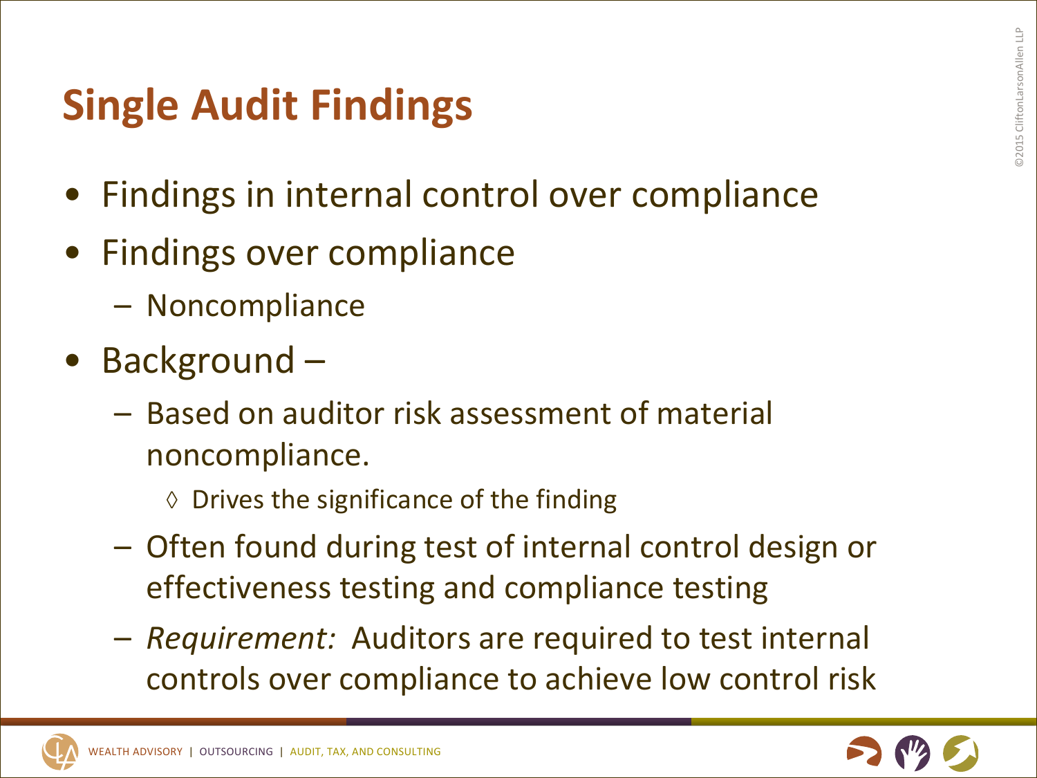# Single Audit Findings

- Findings in internal control over compliance
- Findings over compliance
  - Noncompliance
- Background –
  - Based on auditor risk assessment of material noncompliance.
    - ◊ Drives the significance of the finding
  - Often found during test of internal control design or effectiveness testing and compliance testing
  - *Requirement:* Auditors are required to test internal controls over compliance to achieve low control risk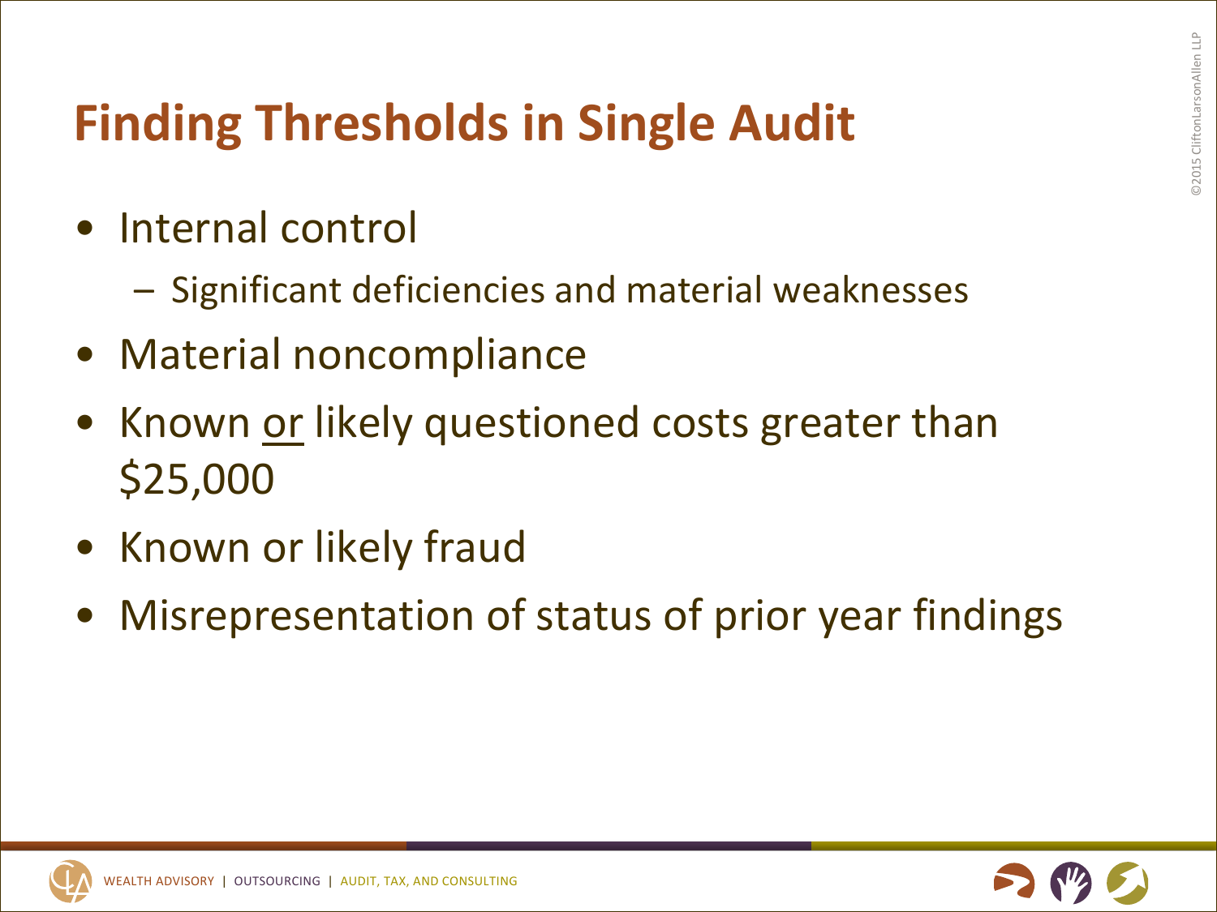# Finding Thresholds in Single Audit

- Internal control
  - Significant deficiencies and material weaknesses
- Material noncompliance
- Known <u>or</u> likely questioned costs greater than $25,000
- Known or likely fraud
- Misrepresentation of status of prior year findings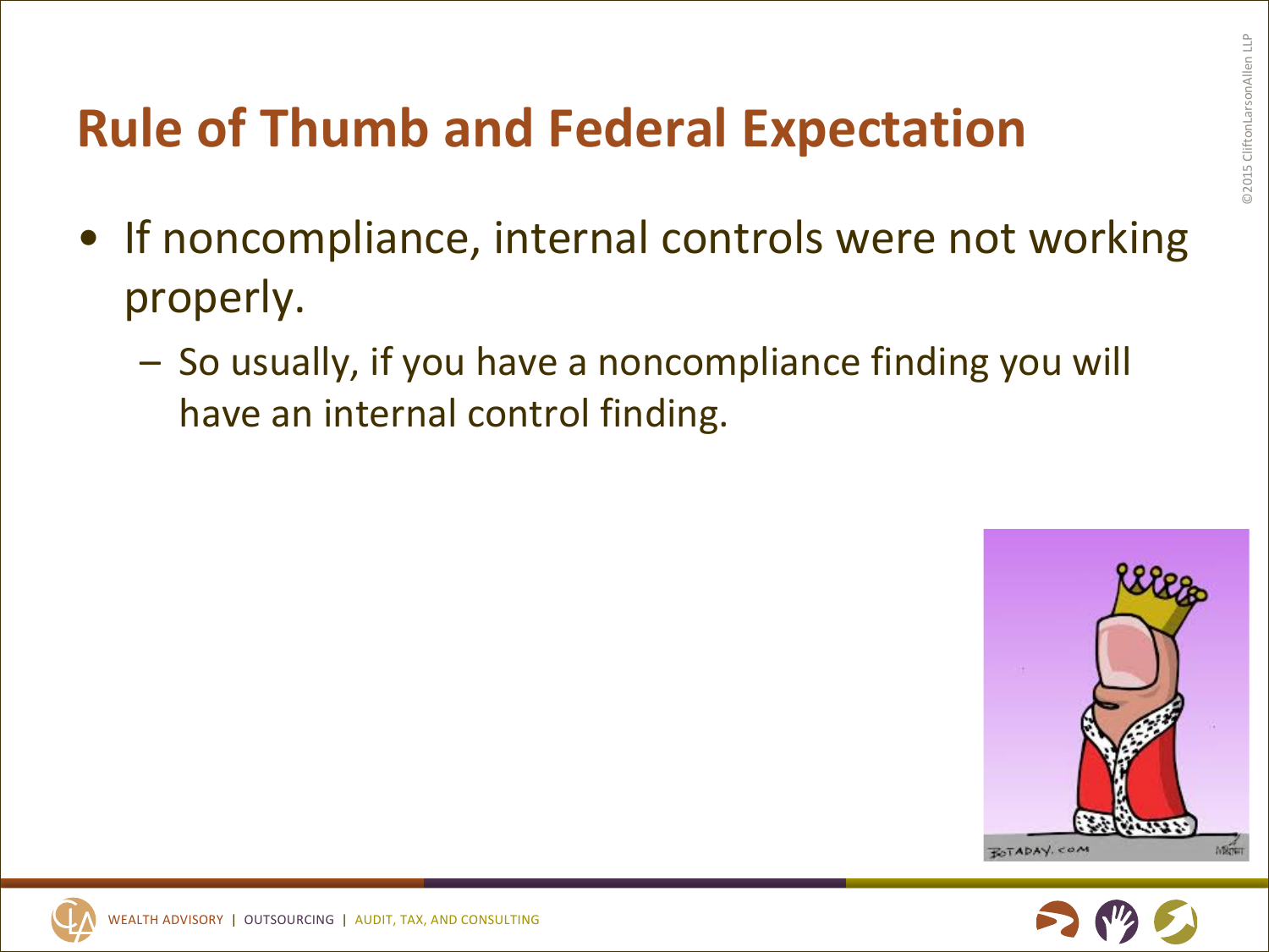# Rule of Thumb and Federal Expectation

- If noncompliance, internal controls were not working properly.
  - So usually, if you have a noncompliance finding you will have an internal control finding.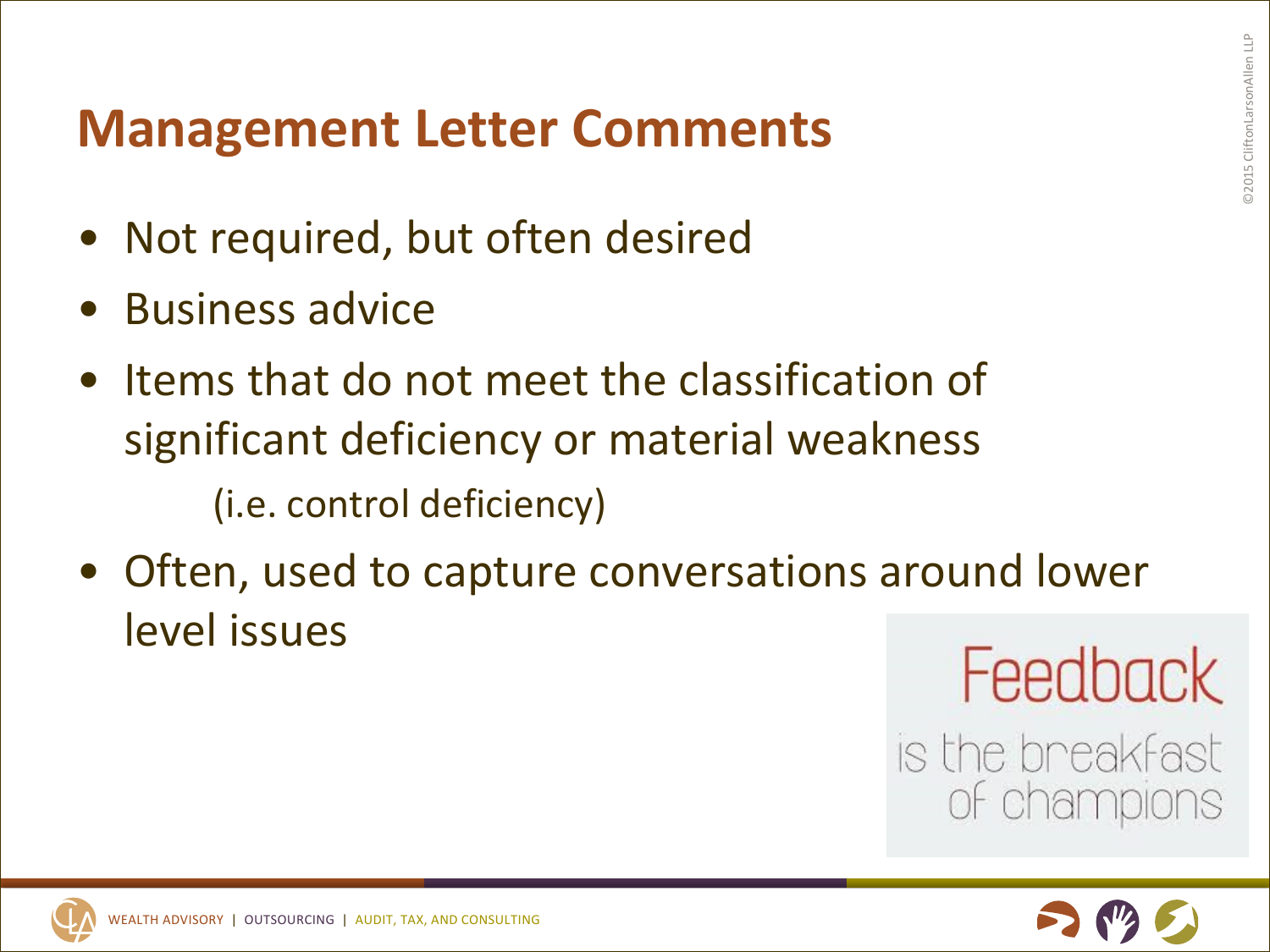# Management Letter Comments

- Not required, but often desired
- Business advice
- Items that do not meet the classification of significant deficiency or material weakness
  (i.e. control deficiency)
- Often, used to capture conversations around lower level issues

Feedback is the breakfast of champions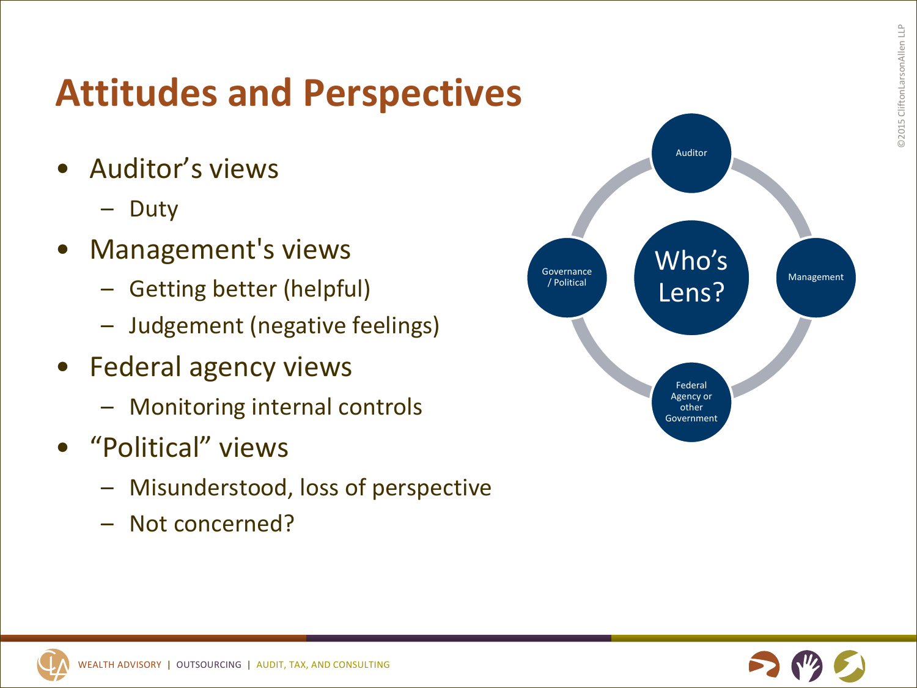# Attitudes and Perspectives

- Auditor's views
  - Duty
- Management's views
  - Getting better (helpful)
  - Judgement (negative feelings)
- Federal agency views
  - Monitoring internal controls
- "Political" views
  - Misunderstood, loss of perspective
  - Not concerned?

Who's Lens?

- Auditor
- Management
- Federal Agency or other Government
- Governance / Political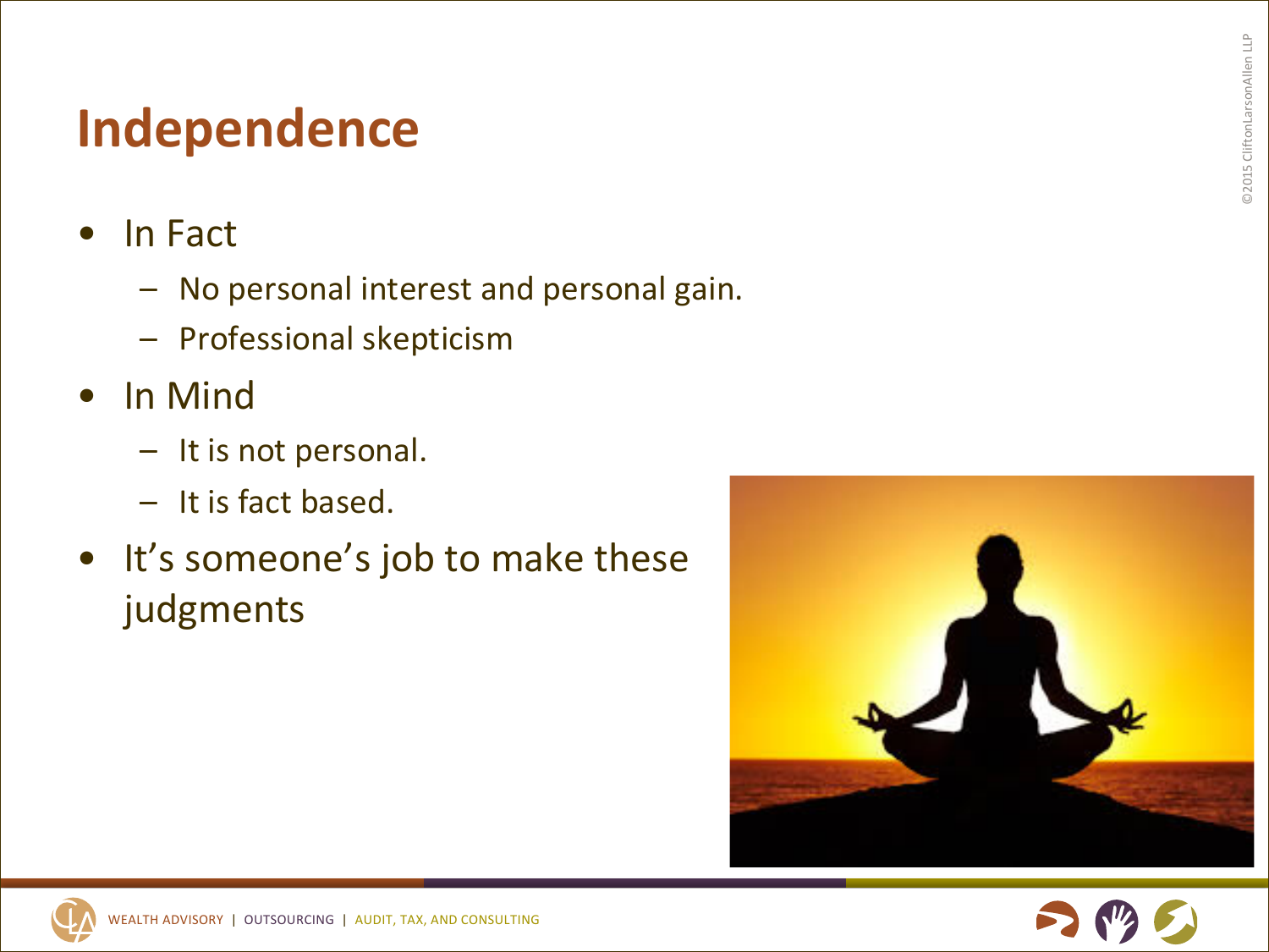# Independence

- In Fact
  - No personal interest and personal gain.
  - Professional skepticism
- In Mind
  - It is not personal.
  - It is fact based.
- It's someone's job to make these judgments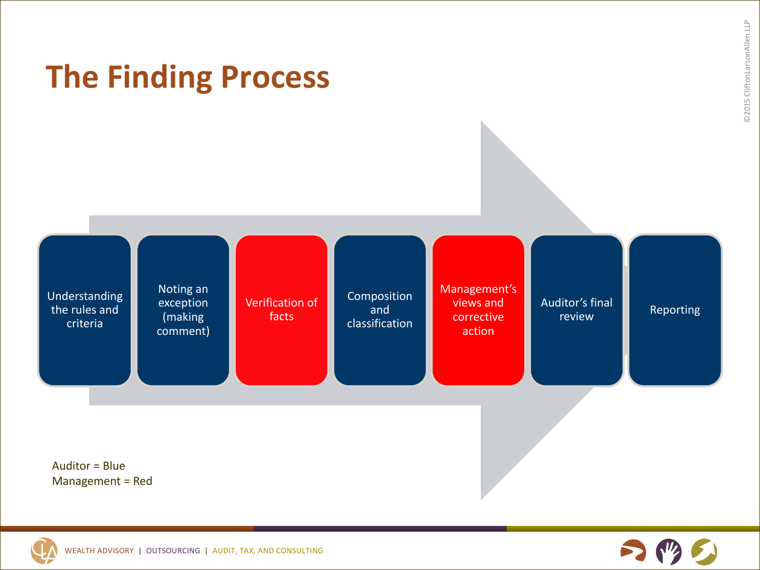# The Finding Process

1. Understanding the rules and criteria
2. Noting an exception (making comment)
3. Verification of facts
4. Composition and classification
5. Management's views and corrective action
6. Auditor's final review
7. Reporting

Auditor = Blue
Management = Red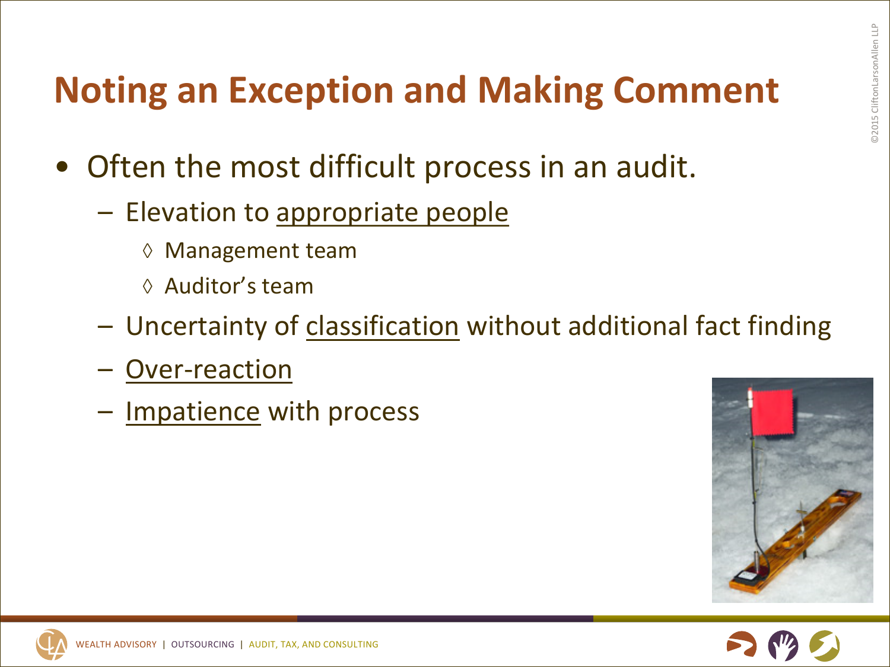# Noting an Exception and Making Comment

- Often the most difficult process in an audit.
  - Elevation to appropriate people
    - ◊ Management team
    - ◊ Auditor's team
  - Uncertainty of classification without additional fact finding
  - Over-reaction
  - Impatience with process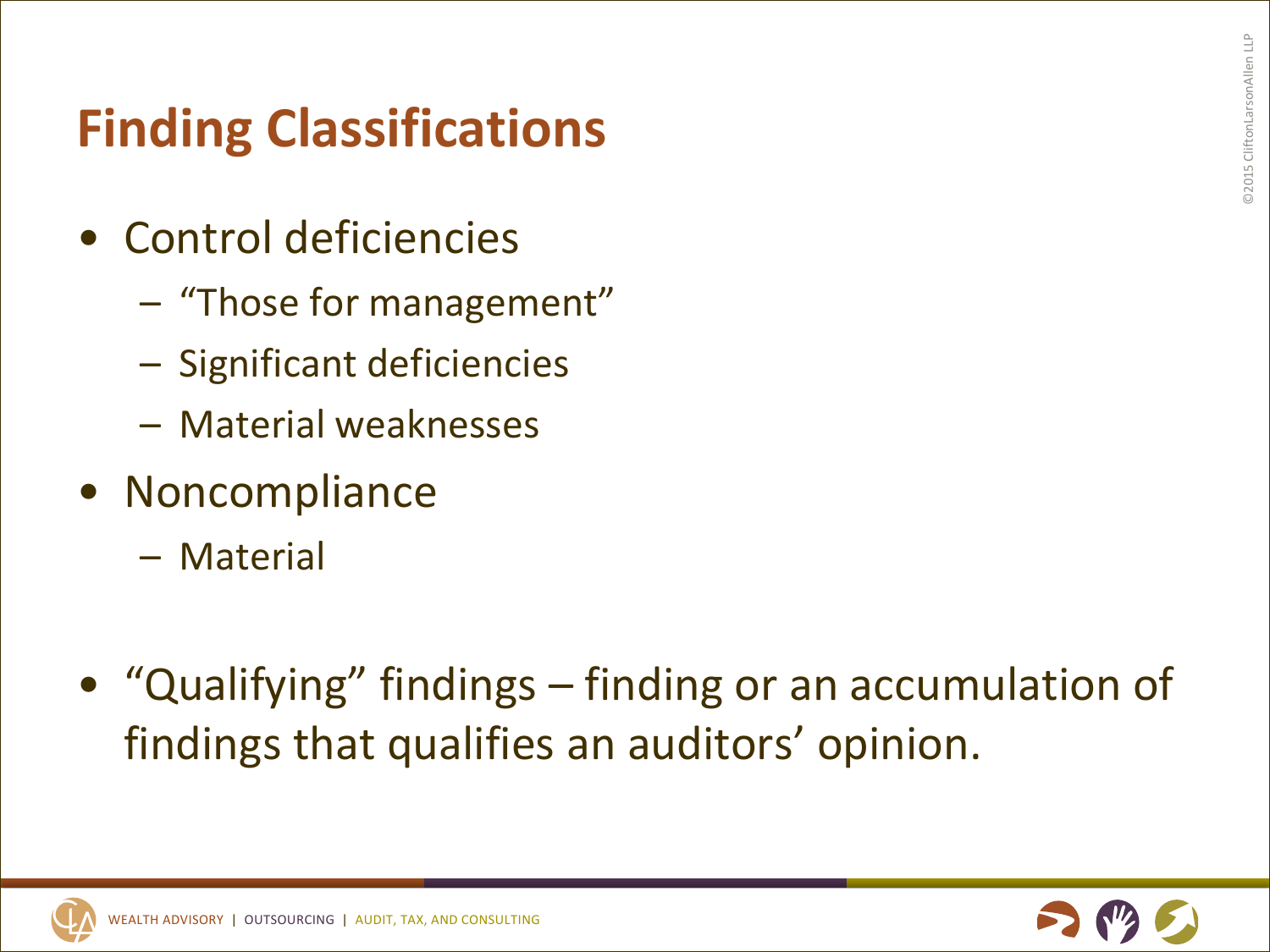# Finding Classifications

- Control deficiencies
  - "Those for management"
  - Significant deficiencies
  - Material weaknesses
- Noncompliance
  - Material
- "Qualifying" findings – finding or an accumulation of findings that qualifies an auditors' opinion.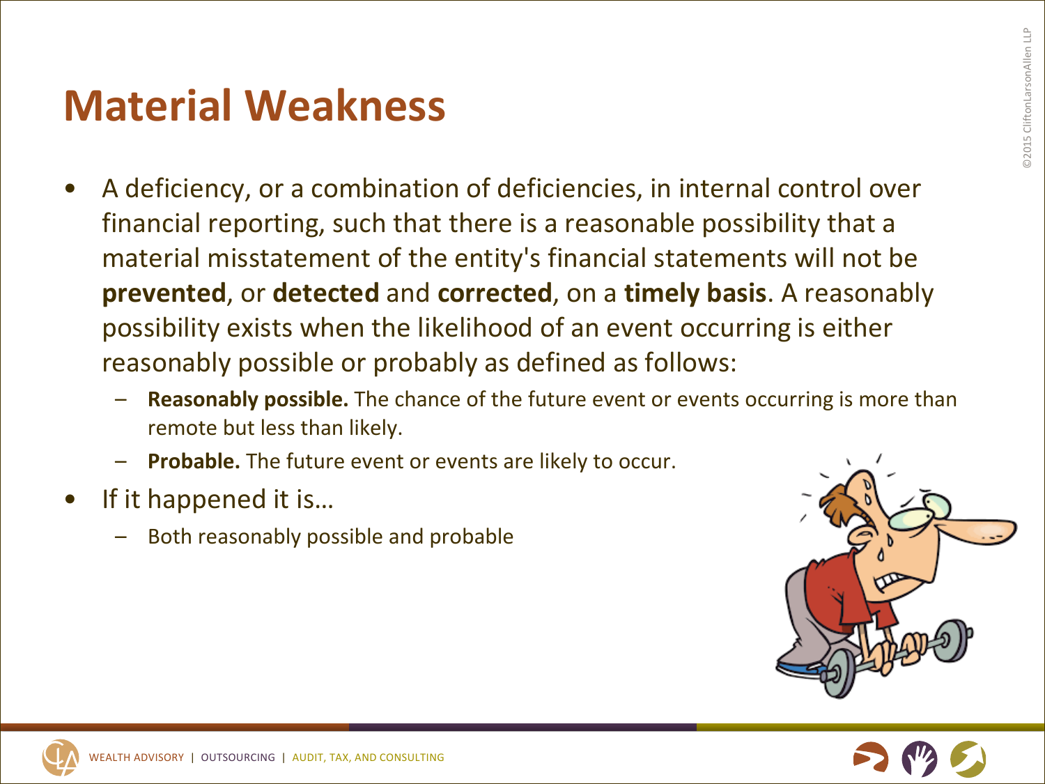# Material Weakness

- A deficiency, or a combination of deficiencies, in internal control over financial reporting, such that there is a reasonable possibility that a material misstatement of the entity's financial statements will not be **prevented**, or **detected** and **corrected**, on a **timely basis**. A reasonably possibility exists when the likelihood of an event occurring is either reasonably possible or probably as defined as follows:
  - **Reasonably possible.** The chance of the future event or events occurring is more than remote but less than likely.
  - **Probable.** The future event or events are likely to occur.
- If it happened it is…
  - Both reasonably possible and probable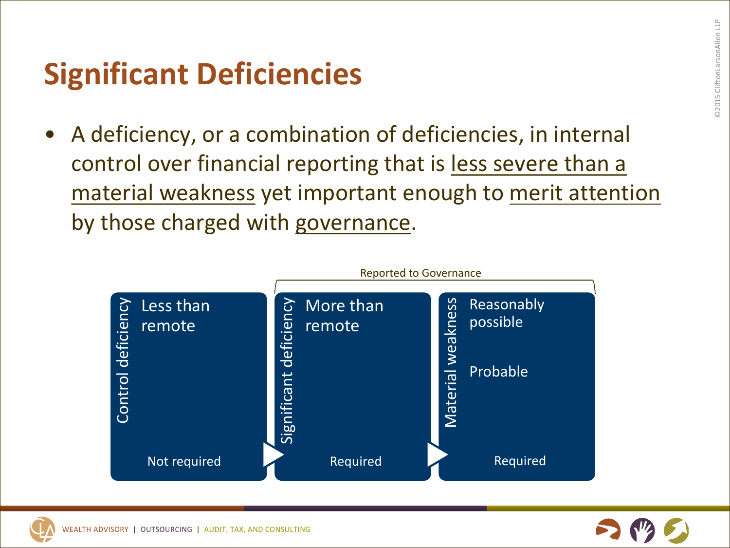# Significant Deficiencies

- A deficiency, or a combination of deficiencies, in internal control over financial reporting that is less severe than a material weakness yet important enough to merit attention by those charged with governance.

| Control deficiency | Significant deficiency | Material weakness |
|---|---|---|
| Less than remote | More than remote | Reasonably possible<br>Probable |
| Not required | Required | Required |

Reported to Governance: Significant deficiency, Material weakness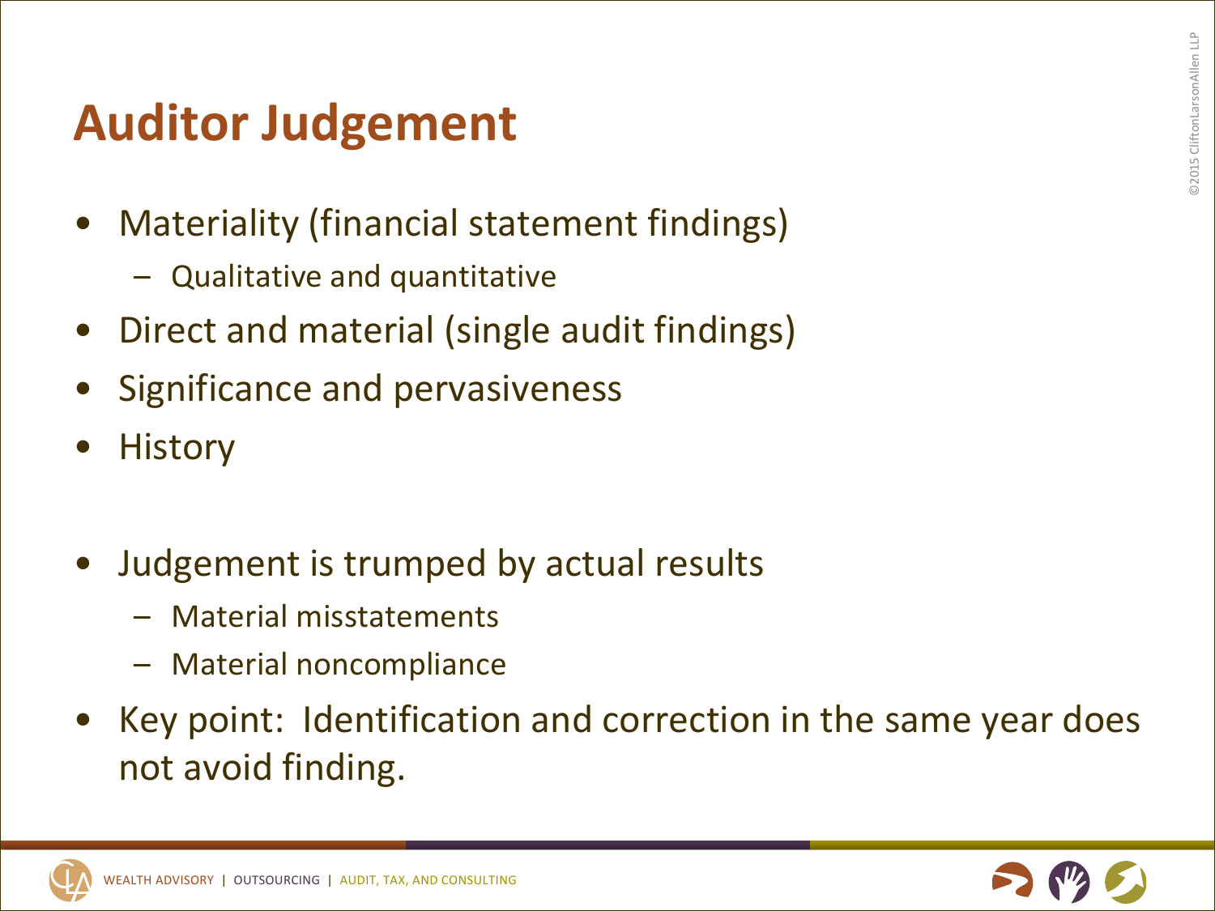# Auditor Judgement

- Materiality (financial statement findings)
  - Qualitative and quantitative
- Direct and material (single audit findings)
- Significance and pervasiveness
- History

- Judgement is trumped by actual results
  - Material misstatements
  - Material noncompliance
- Key point: Identification and correction in the same year does not avoid finding.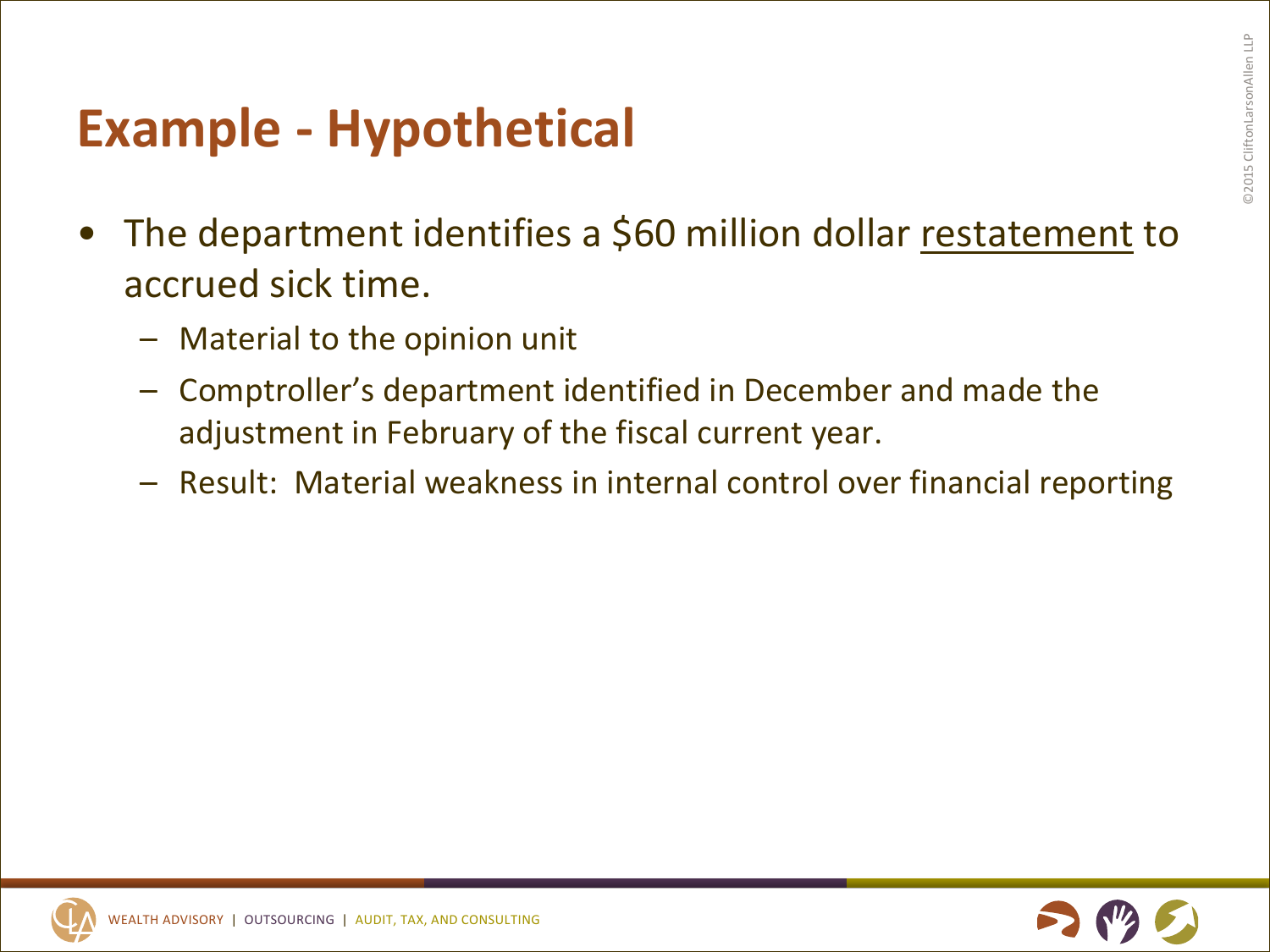# Example - Hypothetical

- The department identifies a $60 million dollar <u>restatement</u> to accrued sick time.
  - Material to the opinion unit
  - Comptroller's department identified in December and made the adjustment in February of the fiscal current year.
  - Result: Material weakness in internal control over financial reporting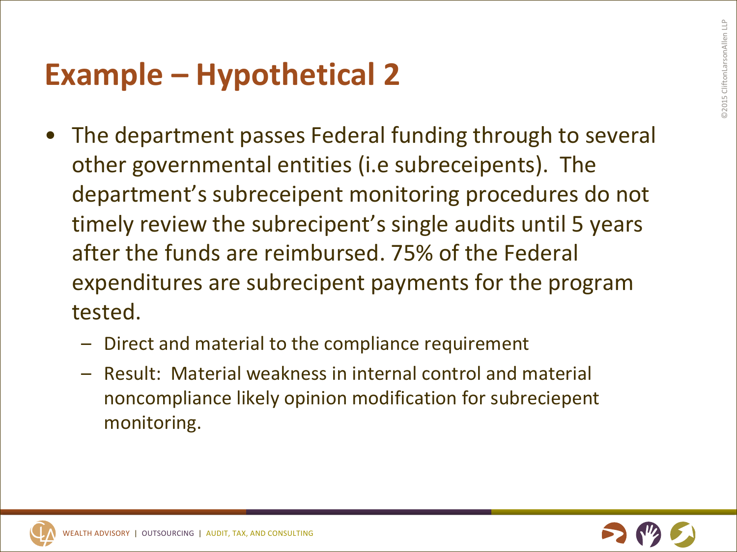# Example – Hypothetical 2

- The department passes Federal funding through to several other governmental entities (i.e subreceipents). The department's subreceipent monitoring procedures do not timely review the subrecipent's single audits until 5 years after the funds are reimbursed. 75% of the Federal expenditures are subrecipent payments for the program tested.
  - Direct and material to the compliance requirement
  - Result: Material weakness in internal control and material noncompliance likely opinion modification for subreciepent monitoring.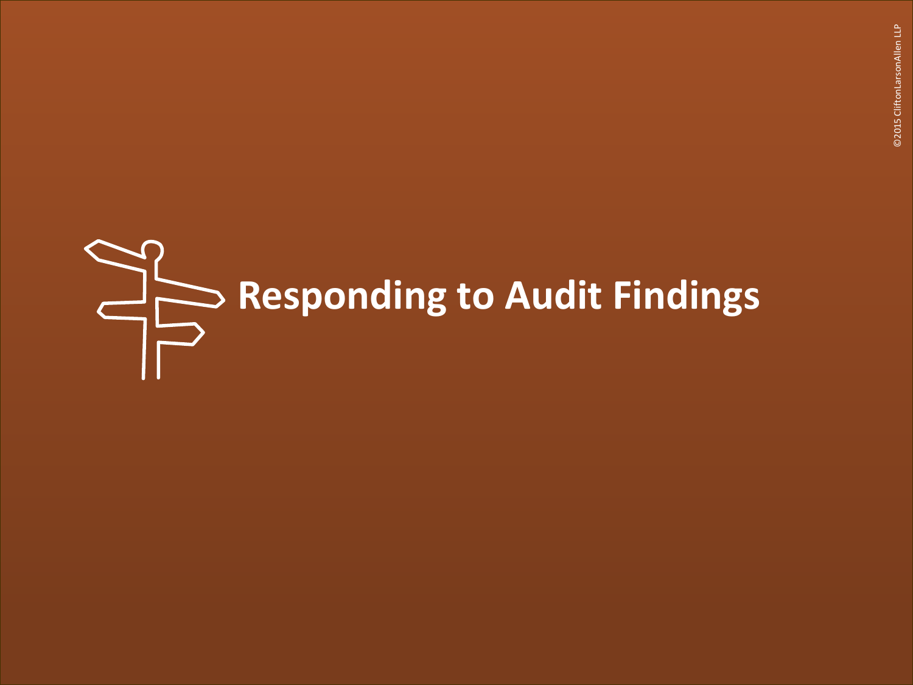# Responding to Audit Findings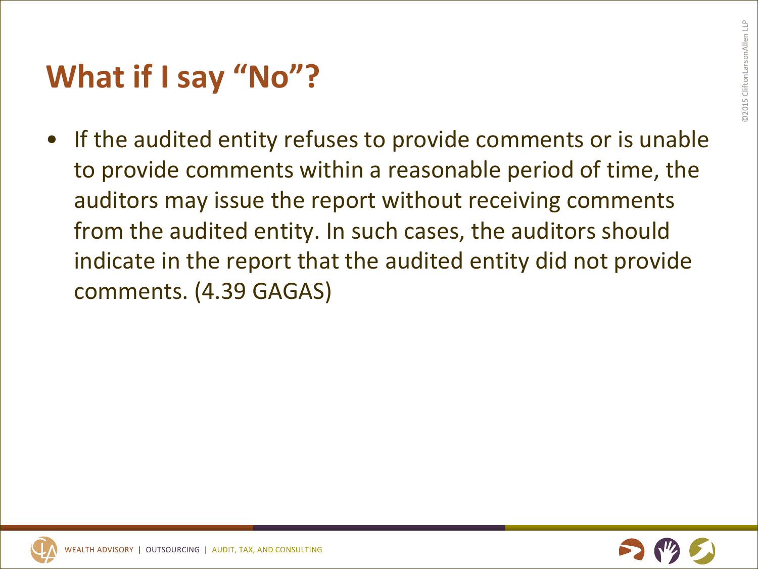# What if I say "No"?

- If the audited entity refuses to provide comments or is unable to provide comments within a reasonable period of time, the auditors may issue the report without receiving comments from the audited entity. In such cases, the auditors should indicate in the report that the audited entity did not provide comments. (4.39 GAGAS)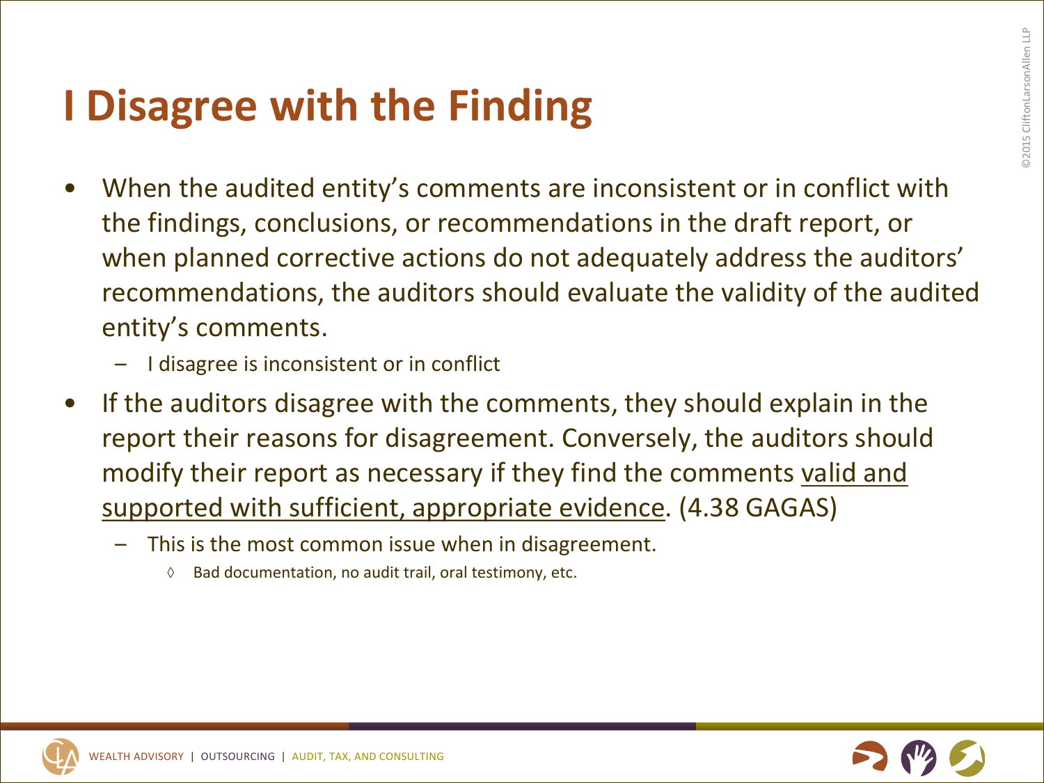# I Disagree with the Finding

- When the audited entity's comments are inconsistent or in conflict with the findings, conclusions, or recommendations in the draft report, or when planned corrective actions do not adequately address the auditors' recommendations, the auditors should evaluate the validity of the audited entity's comments.
  - I disagree is inconsistent or in conflict
- If the auditors disagree with the comments, they should explain in the report their reasons for disagreement. Conversely, the auditors should modify their report as necessary if they find the comments <u>valid and supported with sufficient, appropriate evidence</u>. (4.38 GAGAS)
  - This is the most common issue when in disagreement.
    - ◊ Bad documentation, no audit trail, oral testimony, etc.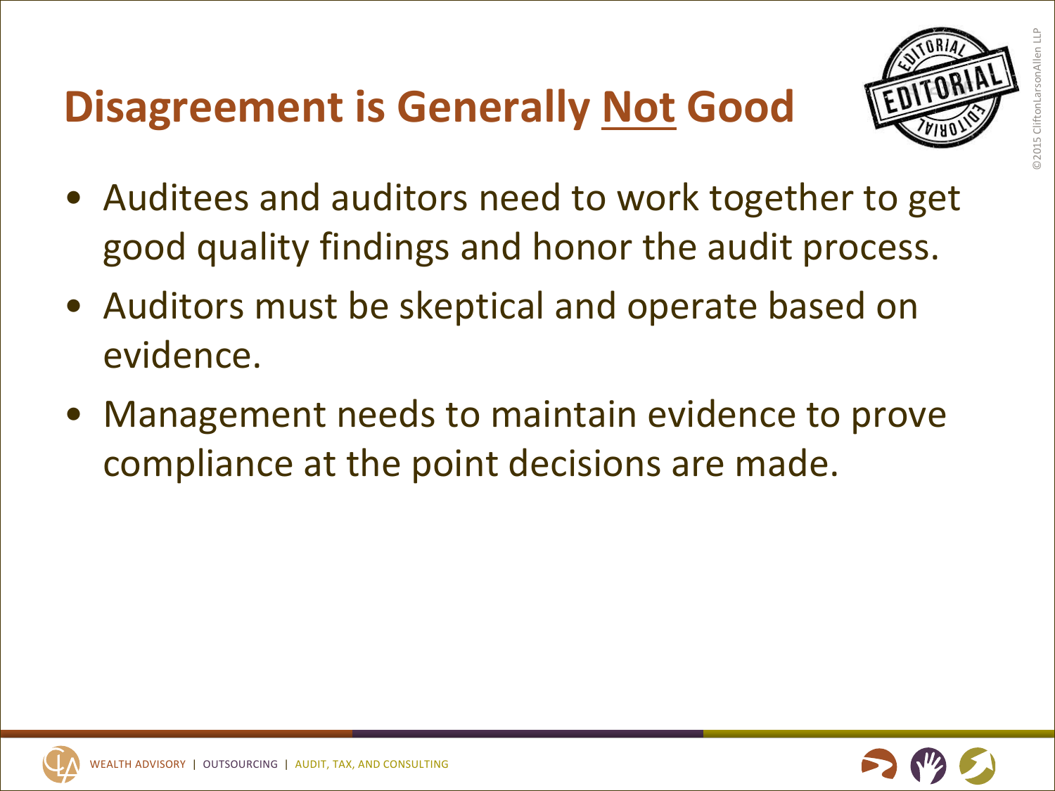# Disagreement is Generally <u>Not</u> Good

- Auditees and auditors need to work together to get good quality findings and honor the audit process.
- Auditors must be skeptical and operate based on evidence.
- Management needs to maintain evidence to prove compliance at the point decisions are made.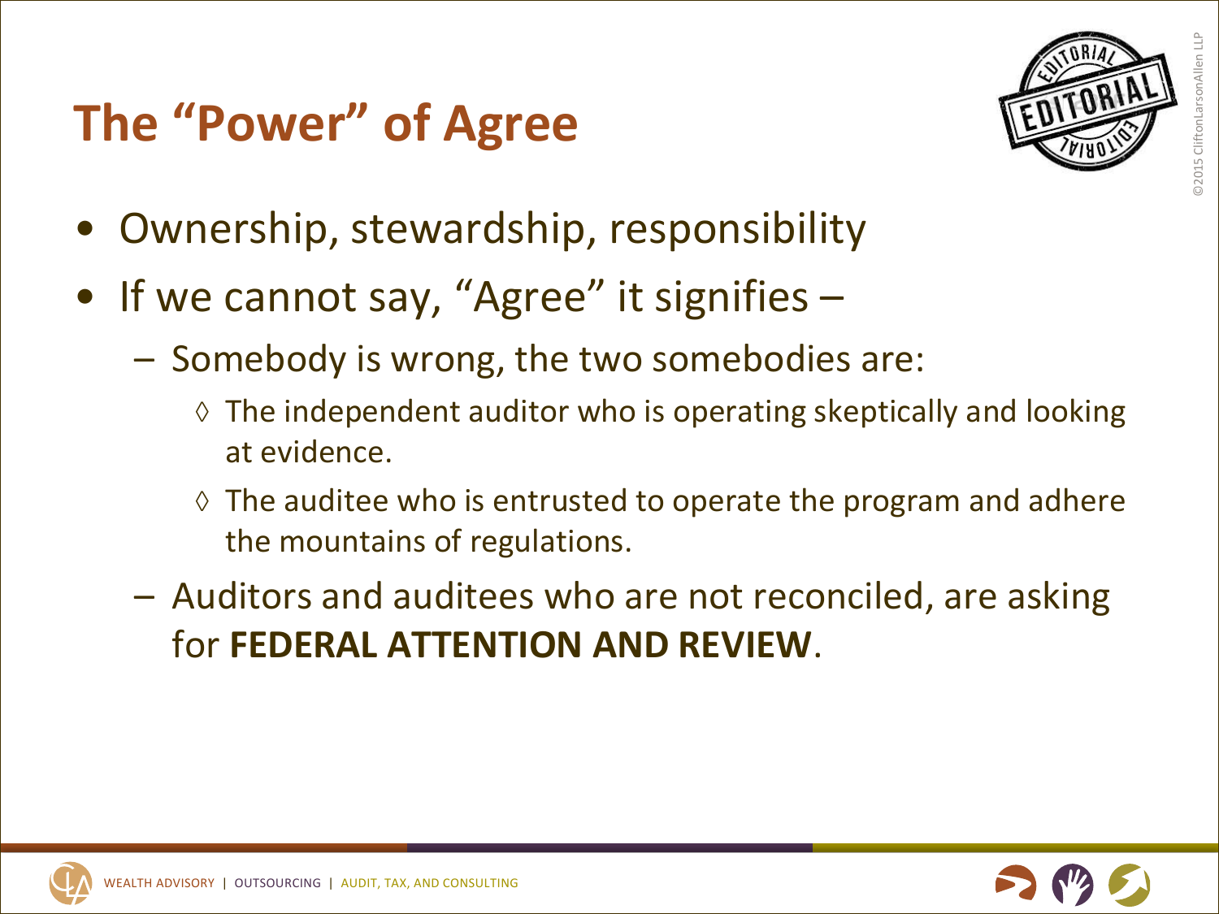# The "Power" of Agree

- Ownership, stewardship, responsibility
- If we cannot say, "Agree" it signifies –
  - Somebody is wrong, the two somebodies are:
    - ◊ The independent auditor who is operating skeptically and looking at evidence.
    - ◊ The auditee who is entrusted to operate the program and adhere the mountains of regulations.
  - Auditors and auditees who are not reconciled, are asking for **FEDERAL ATTENTION AND REVIEW**.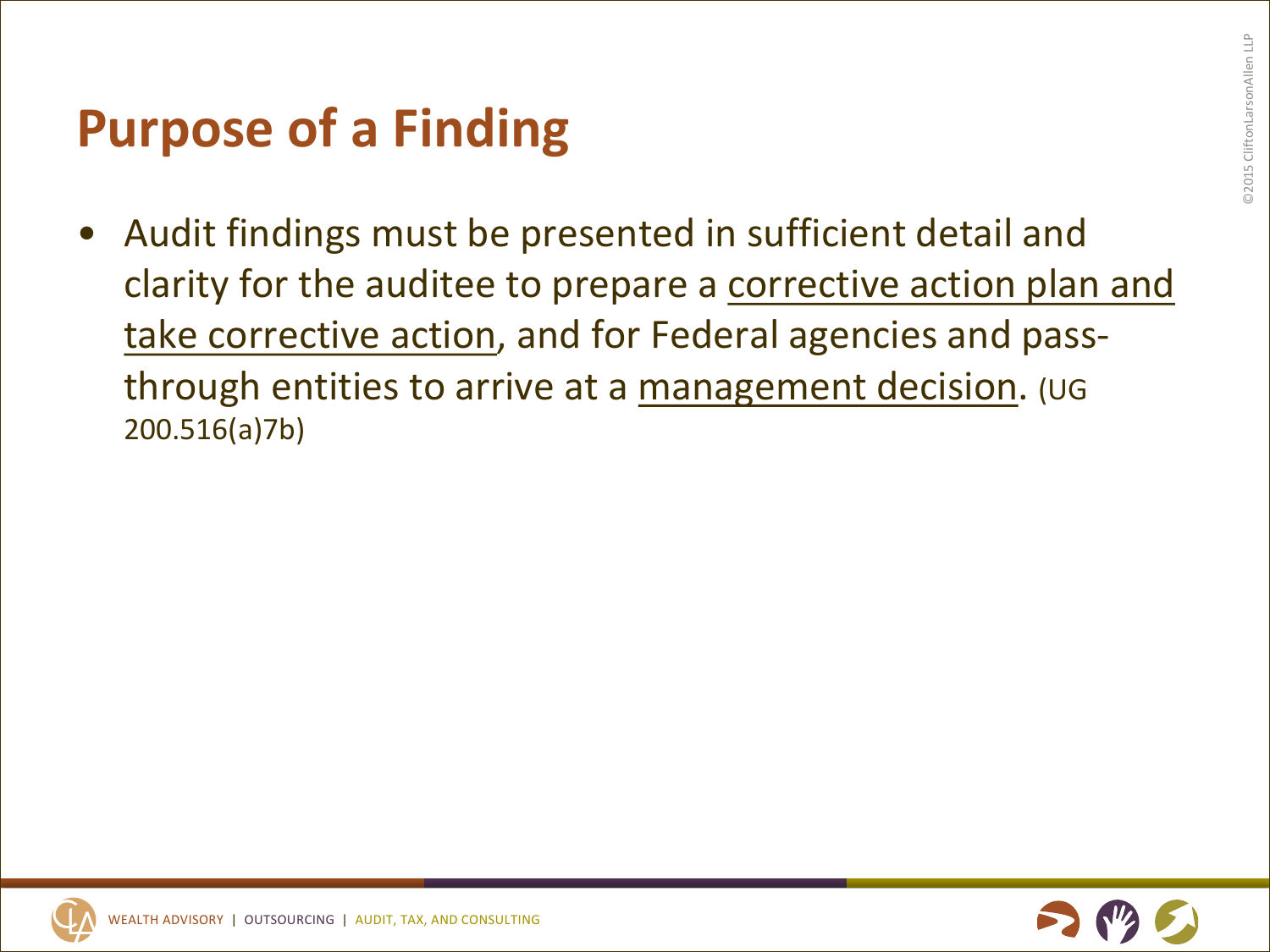# Purpose of a Finding

- Audit findings must be presented in sufficient detail and clarity for the auditee to prepare a corrective action plan and take corrective action, and for Federal agencies and pass-through entities to arrive at a management decision. (UG 200.516(a)7b)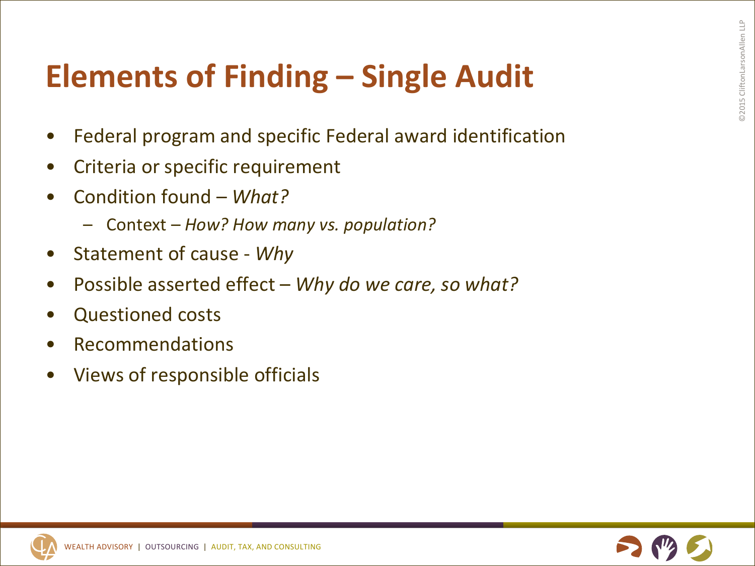# Elements of Finding – Single Audit

- Federal program and specific Federal award identification
- Criteria or specific requirement
- Condition found – *What?*
  - Context – *How? How many vs. population?*
- Statement of cause - *Why*
- Possible asserted effect – *Why do we care, so what?*
- Questioned costs
- Recommendations
- Views of responsible officials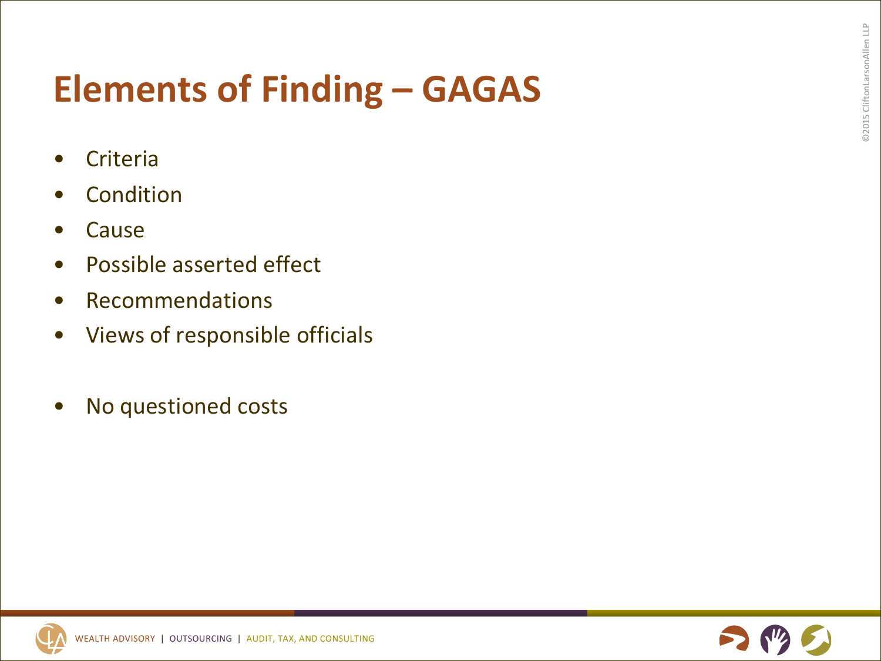# Elements of Finding – GAGAS

- Criteria
- Condition
- Cause
- Possible asserted effect
- Recommendations
- Views of responsible officials

- No questioned costs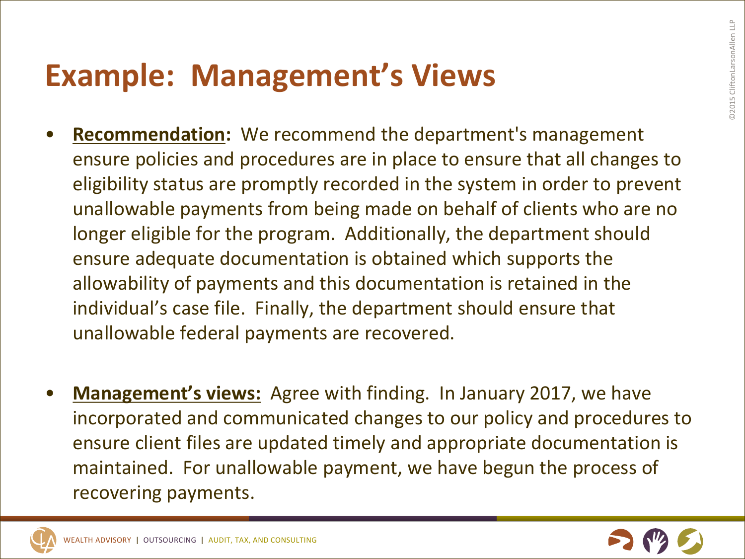# Example: Management's Views

- **Recommendation:** We recommend the department's management ensure policies and procedures are in place to ensure that all changes to eligibility status are promptly recorded in the system in order to prevent unallowable payments from being made on behalf of clients who are no longer eligible for the program. Additionally, the department should ensure adequate documentation is obtained which supports the allowability of payments and this documentation is retained in the individual's case file. Finally, the department should ensure that unallowable federal payments are recovered.

- **Management's views:** Agree with finding. In January 2017, we have incorporated and communicated changes to our policy and procedures to ensure client files are updated timely and appropriate documentation is maintained. For unallowable payment, we have begun the process of recovering payments.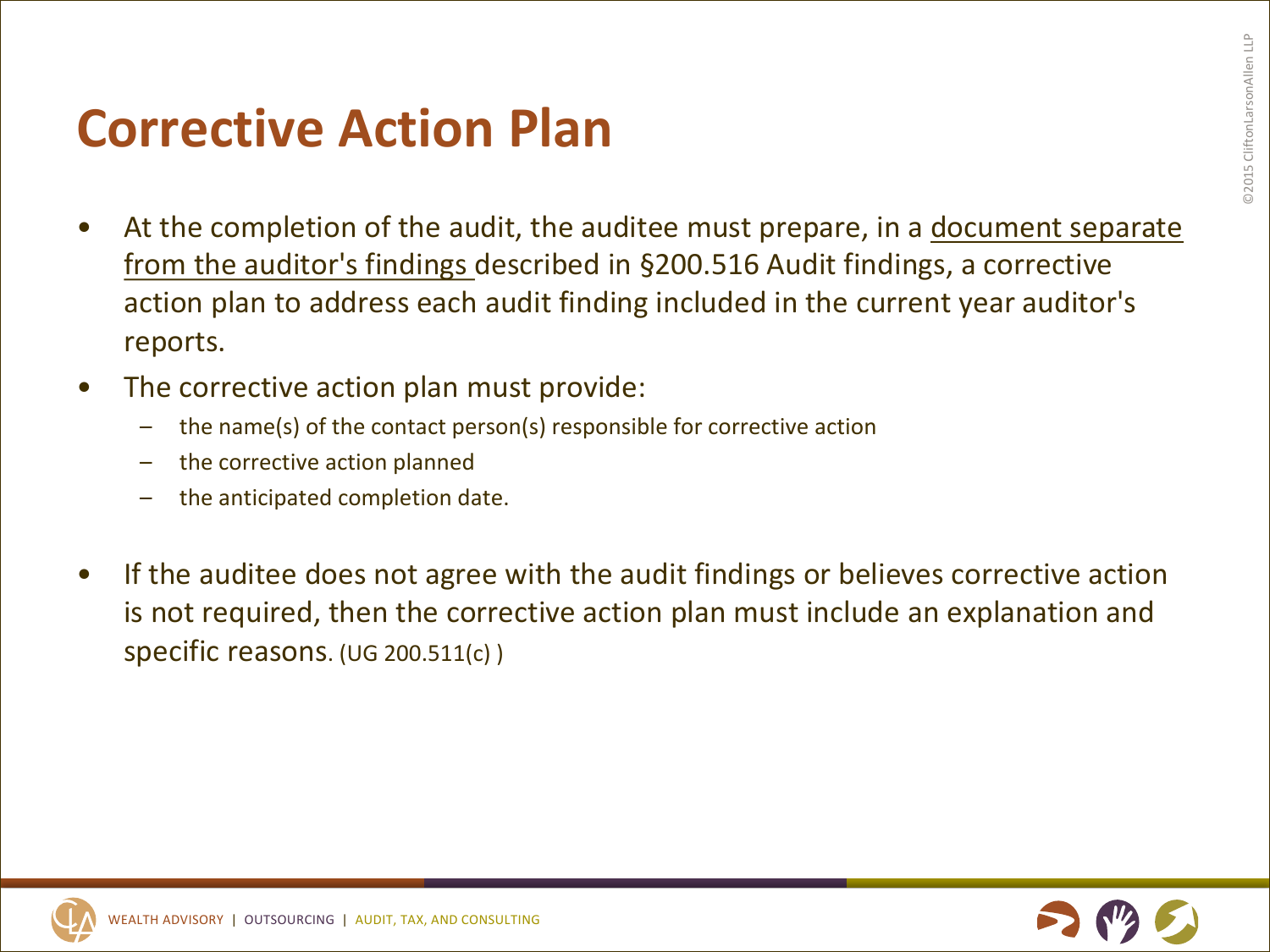# Corrective Action Plan

- At the completion of the audit, the auditee must prepare, in a document separate from the auditor's findings described in §200.516 Audit findings, a corrective action plan to address each audit finding included in the current year auditor's reports.
- The corrective action plan must provide:
  - the name(s) of the contact person(s) responsible for corrective action
  - the corrective action planned
  - the anticipated completion date.
- If the auditee does not agree with the audit findings or believes corrective action is not required, then the corrective action plan must include an explanation and specific reasons. (UG 200.511(c) )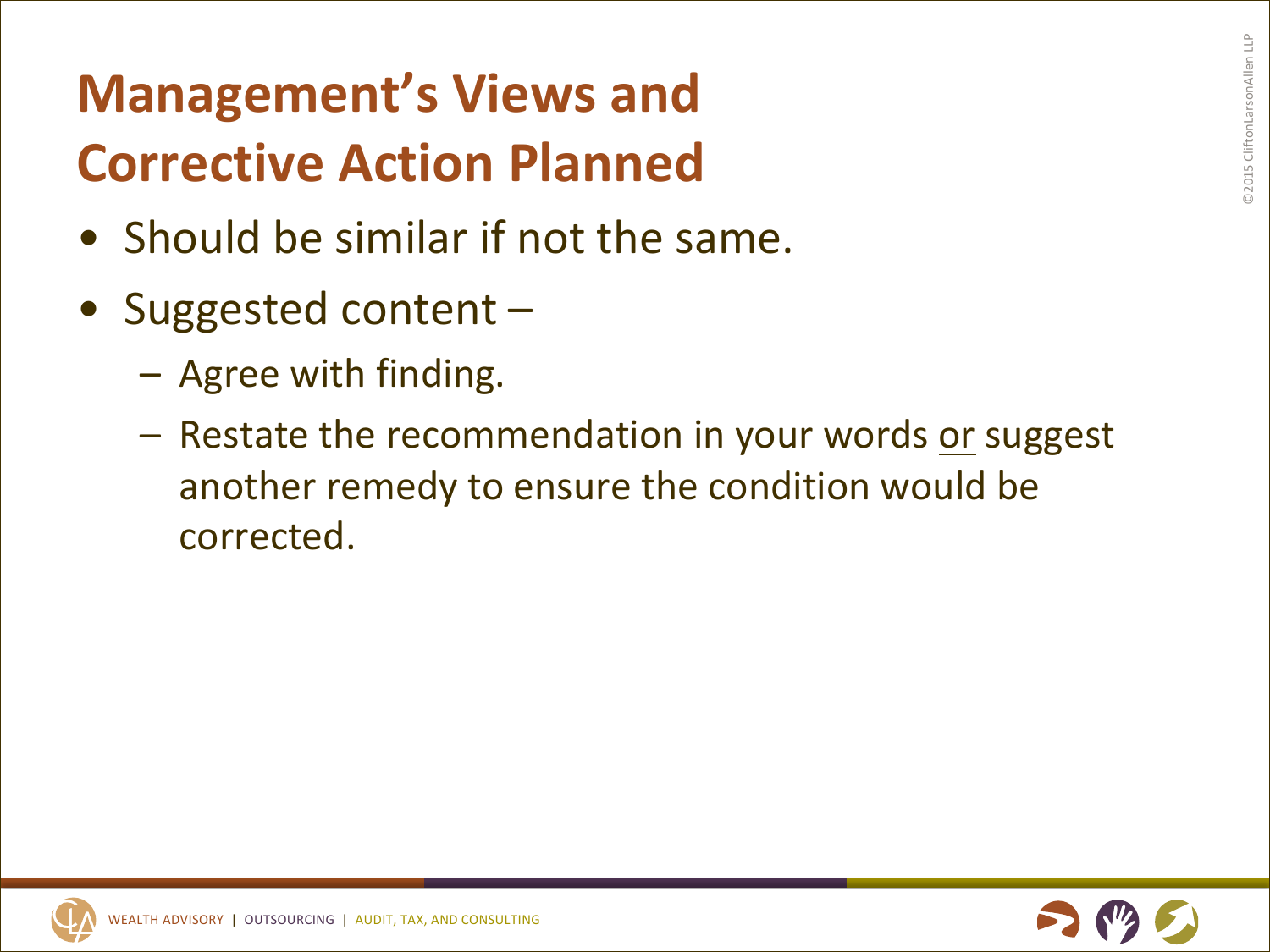# Management's Views and Corrective Action Planned

- Should be similar if not the same.
- Suggested content –
  - Agree with finding.
  - Restate the recommendation in your words <u>or</u> suggest another remedy to ensure the condition would be corrected.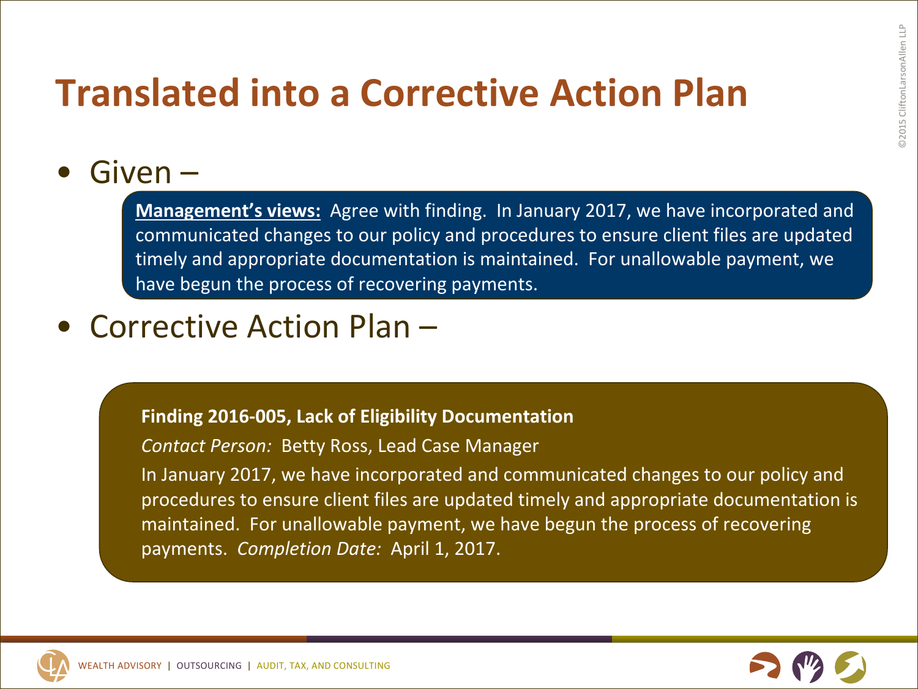# Translated into a Corrective Action Plan

- Given –

> **Management's views:** Agree with finding. In January 2017, we have incorporated and communicated changes to our policy and procedures to ensure client files are updated timely and appropriate documentation is maintained. For unallowable payment, we have begun the process of recovering payments.

- Corrective Action Plan –

> **Finding 2016-005, Lack of Eligibility Documentation**
>
> *Contact Person:* Betty Ross, Lead Case Manager
>
> In January 2017, we have incorporated and communicated changes to our policy and procedures to ensure client files are updated timely and appropriate documentation is maintained. For unallowable payment, we have begun the process of recovering payments. *Completion Date:* April 1, 2017.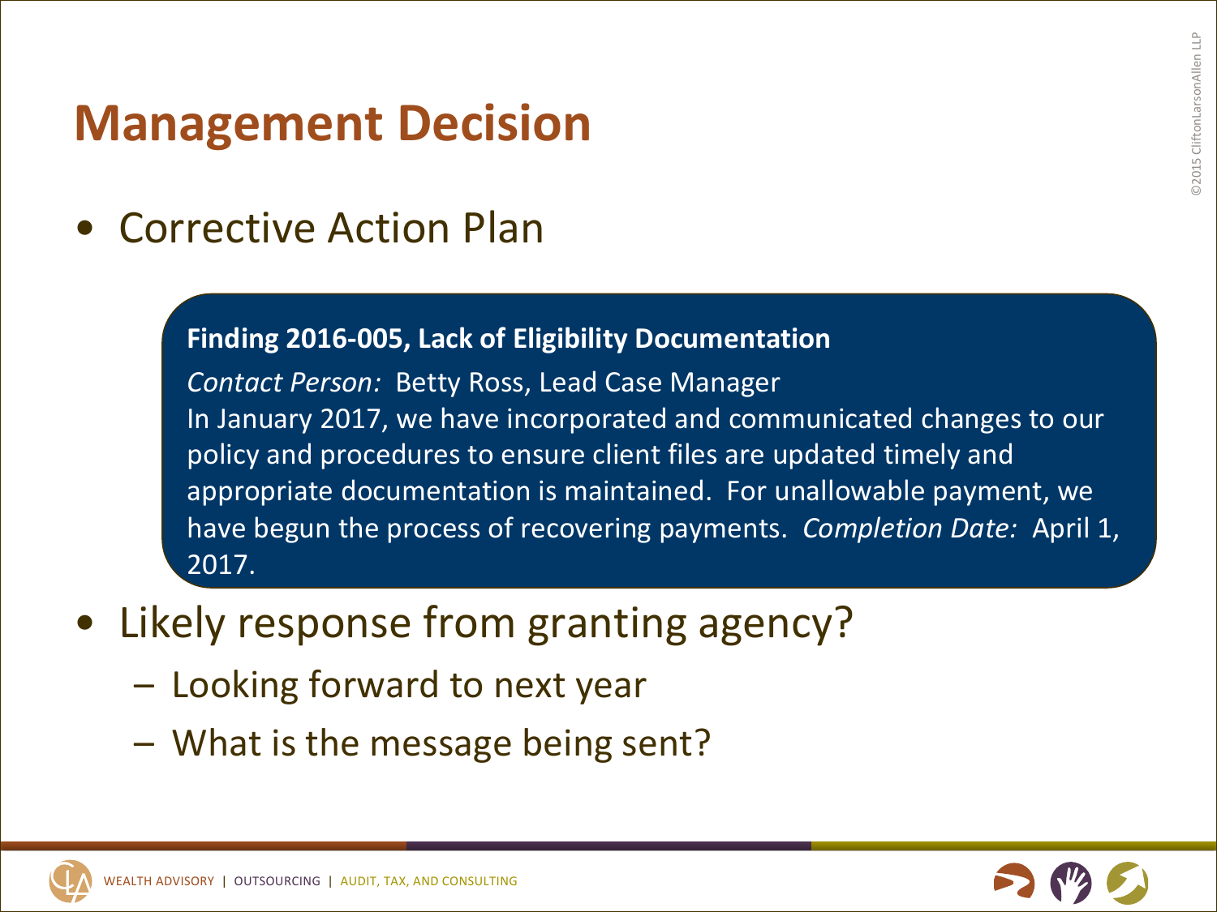# Management Decision

- Corrective Action Plan

> **Finding 2016-005, Lack of Eligibility Documentation**
>
> *Contact Person:* Betty Ross, Lead Case Manager
>
> In January 2017, we have incorporated and communicated changes to our policy and procedures to ensure client files are updated timely and appropriate documentation is maintained. For unallowable payment, we have begun the process of recovering payments. *Completion Date:* April 1, 2017.

- Likely response from granting agency?
  - Looking forward to next year
  - What is the message being sent?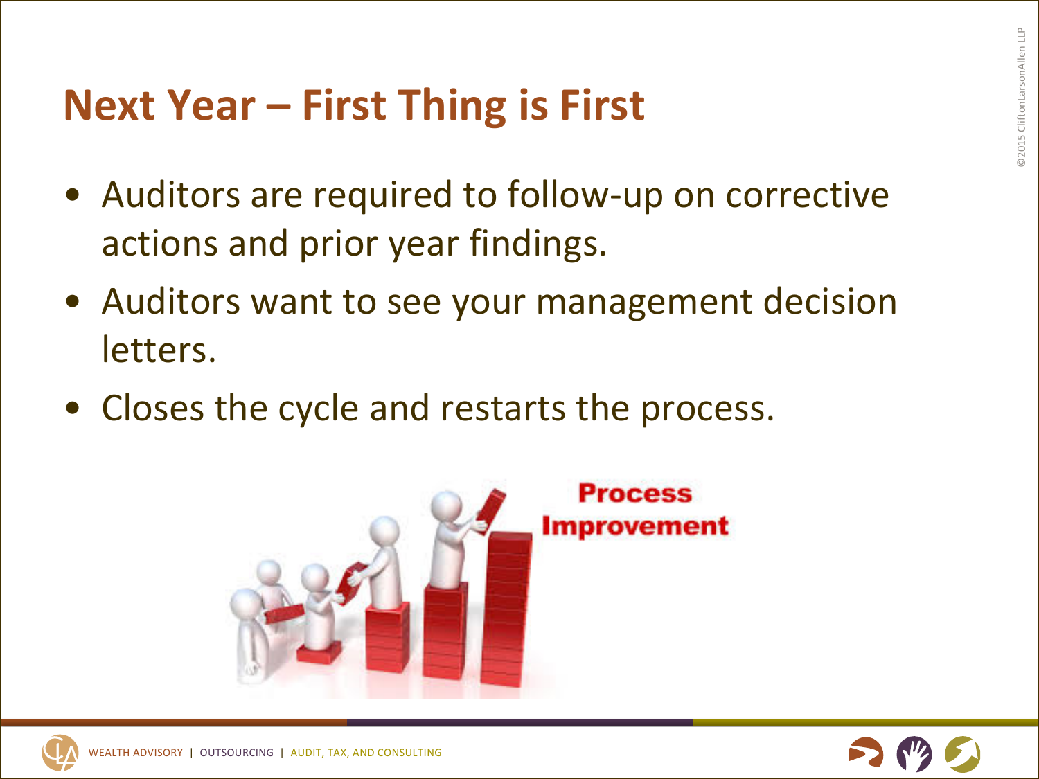# Next Year – First Thing is First

- Auditors are required to follow-up on corrective actions and prior year findings.
- Auditors want to see your management decision letters.
- Closes the cycle and restarts the process.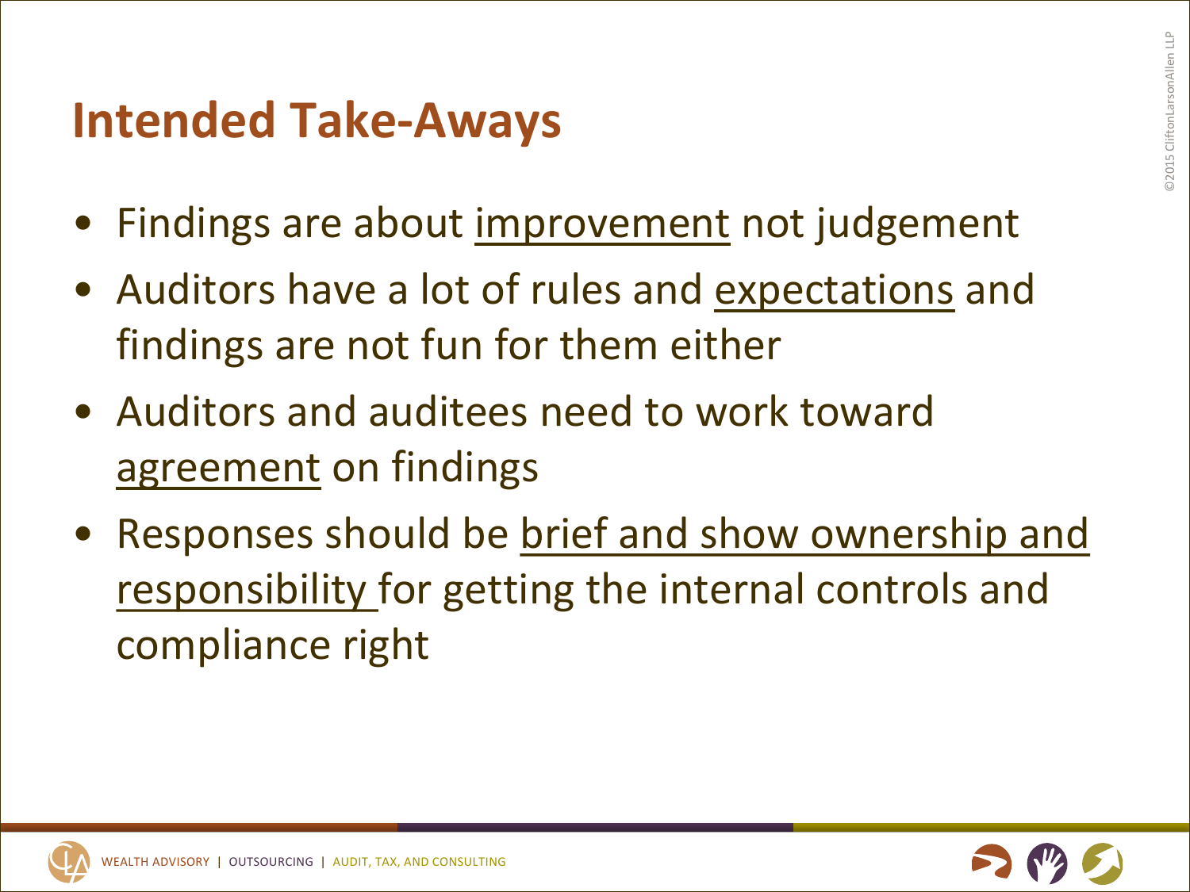# Intended Take-Aways

- Findings are about <u>improvement</u> not judgement
- Auditors have a lot of rules and <u>expectations</u> and findings are not fun for them either
- Auditors and auditees need to work toward <u>agreement</u> on findings
- Responses should be <u>brief and show ownership and responsibility</u> for getting the internal controls and compliance right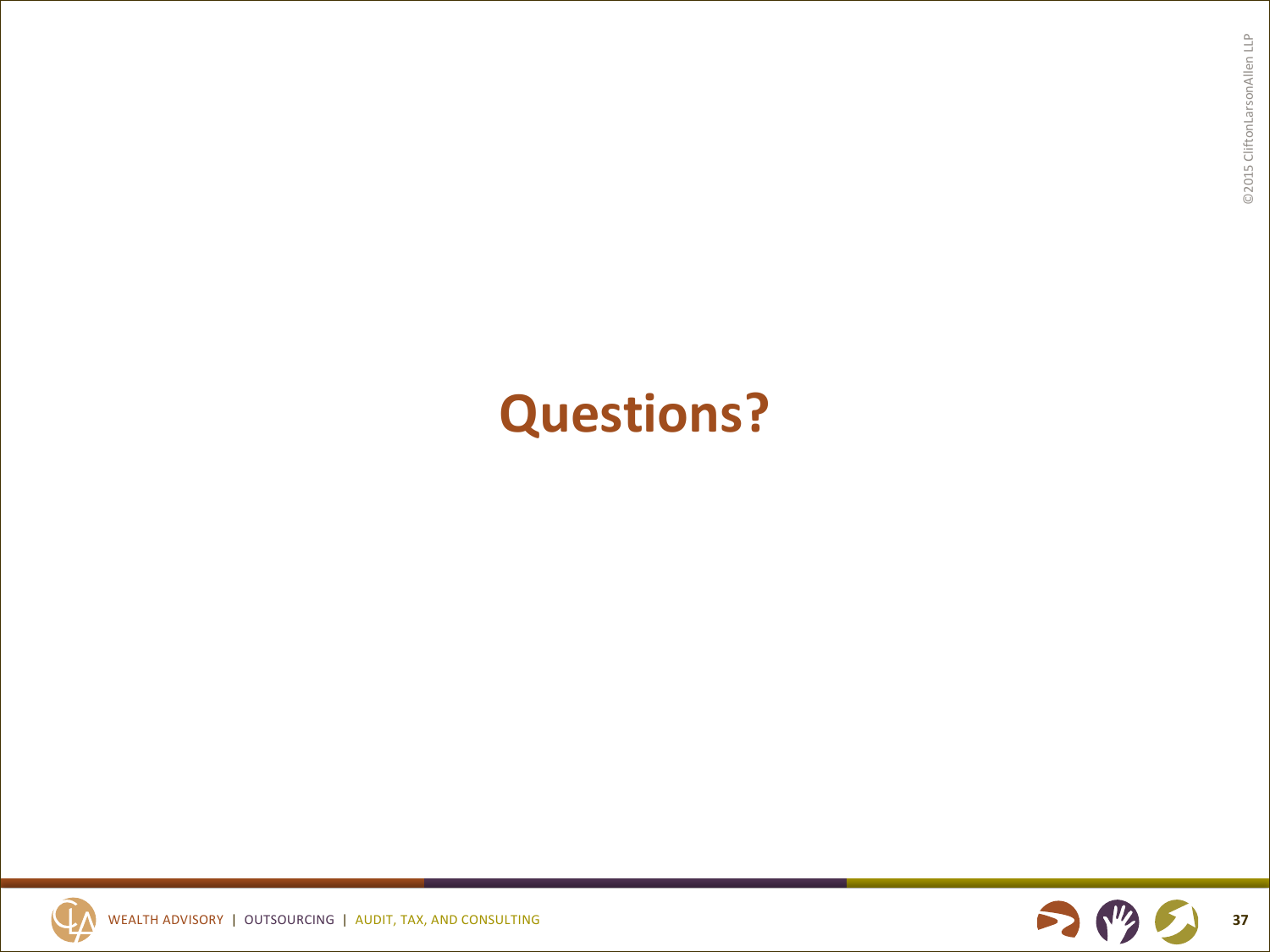# Questions?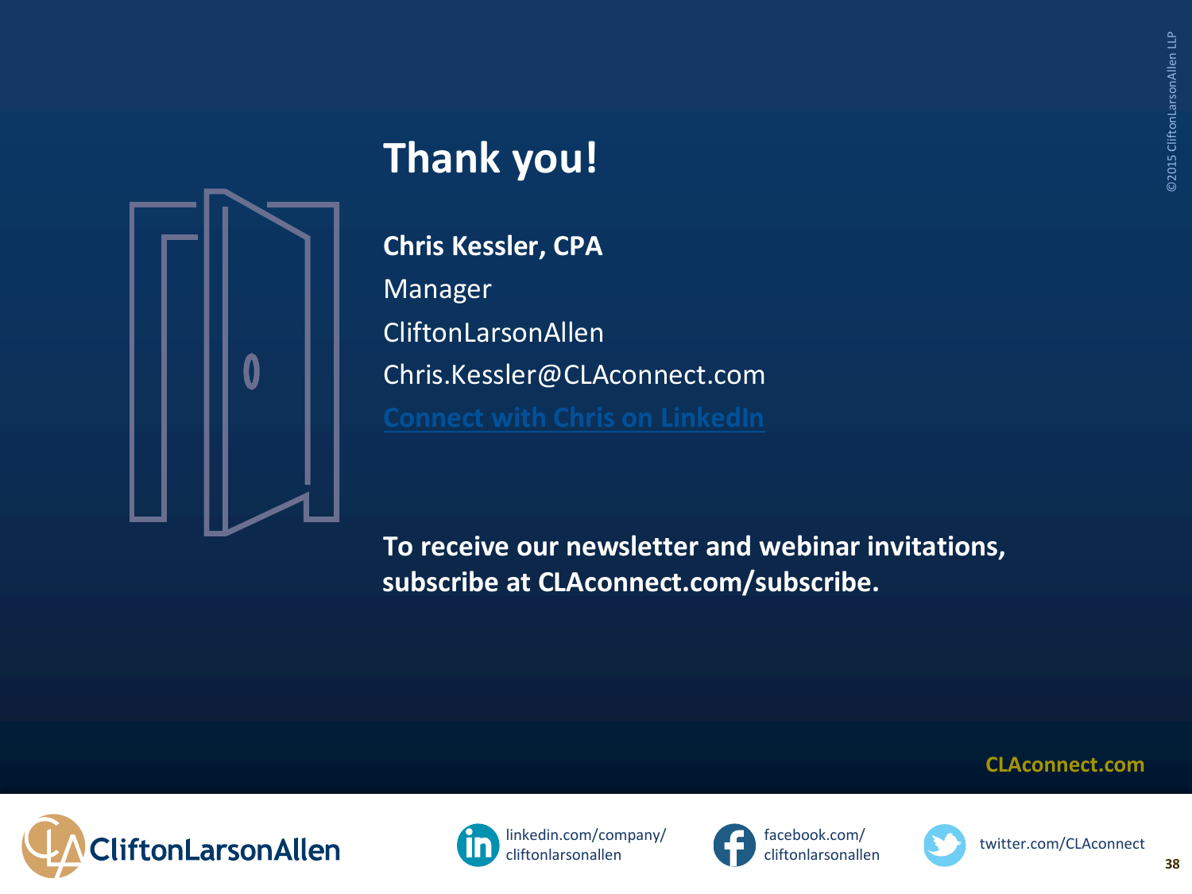# Thank you!

**Chris Kessler, CPA**

Manager

CliftonLarsonAllen

Chris.Kessler@CLAconnect.com

Connect with Chris on LinkedIn

**To receive our newsletter and webinar invitations, subscribe at CLAconnect.com/subscribe.**

CLAconnect.com

©2015 CliftonLarsonAllen LLP

CliftonLarsonAllen

linkedin.com/company/cliftonlarsonallen

facebook.com/cliftonlarsonallen

twitter.com/CLAconnect